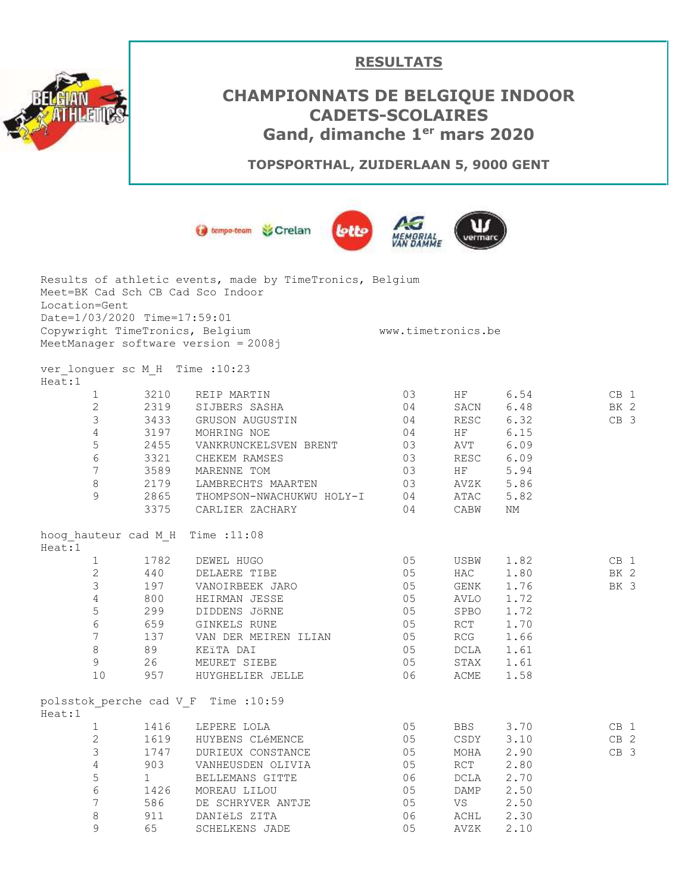## RESULTATS

# CHAMPIONNATS DE BELGIQUE INDOOR CADETS-SCOLAIRES
## Gand, dimanche 1er mars 2020

**TOPSPORTHAL, ZUIDERLAAN 5, 9000 GENT**

```
Results of athletic events, made by TimeTronics, Belgium
Meet=BK Cad Sch CB Cad Sco Indoor
Location=Gent
Date=1/03/2020 Time=17:59:01
Copywright TimeTronics, Belgium                    www.timetronics.be
MeetManager software version = 2008j
```

ver_longuer sc M_H  Time :10:23
Heat:1

| | | | | | | |
|---|---|---|---|---|---|---|
| 1 | 3210 | REIP MARTIN | 03 | HF | 6.54 | CB 1 |
| 2 | 2319 | SIJBERS SASHA | 04 | SACN | 6.48 | BK 2 |
| 3 | 3433 | GRUSON AUGUSTIN | 04 | RESC | 6.32 | CB 3 |
| 4 | 3197 | MOHRING NOE | 04 | HF | 6.15 | |
| 5 | 2455 | VANKRUNCKELSVEN BRENT | 03 | AVT | 6.09 | |
| 6 | 3321 | CHEKEM RAMSES | 03 | RESC | 6.09 | |
| 7 | 3589 | MARENNE TOM | 03 | HF | 5.94 | |
| 8 | 2179 | LAMBRECHTS MAARTEN | 03 | AVZK | 5.86 | |
| 9 | 2865 | THOMPSON-NWACHUKWU HOLY-I | 04 | ATAC | 5.82 | |
| | 3375 | CARLIER ZACHARY | 04 | CABW | NM | |

hoog_hauteur cad M_H  Time :11:08
Heat:1

| | | | | | | |
|---|---|---|---|---|---|---|
| 1 | 1782 | DEWEL HUGO | 05 | USBW | 1.82 | CB 1 |
| 2 | 440 | DELAERE TIBE | 05 | HAC | 1.80 | BK 2 |
| 3 | 197 | VANOIRBEEK JARO | 05 | GENK | 1.76 | BK 3 |
| 4 | 800 | HEIRMAN JESSE | 05 | AVLO | 1.72 | |
| 5 | 299 | DIDDENS JöRNE | 05 | SPBO | 1.72 | |
| 6 | 659 | GINKELS RUNE | 05 | RCT | 1.70 | |
| 7 | 137 | VAN DER MEIREN ILIAN | 05 | RCG | 1.66 | |
| 8 | 89 | KEïTA DAI | 05 | DCLA | 1.61 | |
| 9 | 26 | MEURET SIEBE | 05 | STAX | 1.61 | |
| 10 | 957 | HUYGHELIER JELLE | 06 | ACME | 1.58 | |

polsstok_perche cad V_F  Time :10:59
Heat:1

| | | | | | | |
|---|---|---|---|---|---|---|
| 1 | 1416 | LEPERE LOLA | 05 | BBS | 3.70 | CB 1 |
| 2 | 1619 | HUYBENS CLéMENCE | 05 | CSDY | 3.10 | CB 2 |
| 3 | 1747 | DURIEUX CONSTANCE | 05 | MOHA | 2.90 | CB 3 |
| 4 | 903 | VANHEUSDEN OLIVIA | 05 | RCT | 2.80 | |
| 5 | 1 | BELLEMANS GITTE | 06 | DCLA | 2.70 | |
| 6 | 1426 | MOREAU LILOU | 05 | DAMP | 2.50 | |
| 7 | 586 | DE SCHRYVER ANTJE | 05 | VS | 2.50 | |
| 8 | 911 | DANIëLS ZITA | 06 | ACHL | 2.30 | |
| 9 | 65 | SCHELKENS JADE | 05 | AVZK | 2.10 | |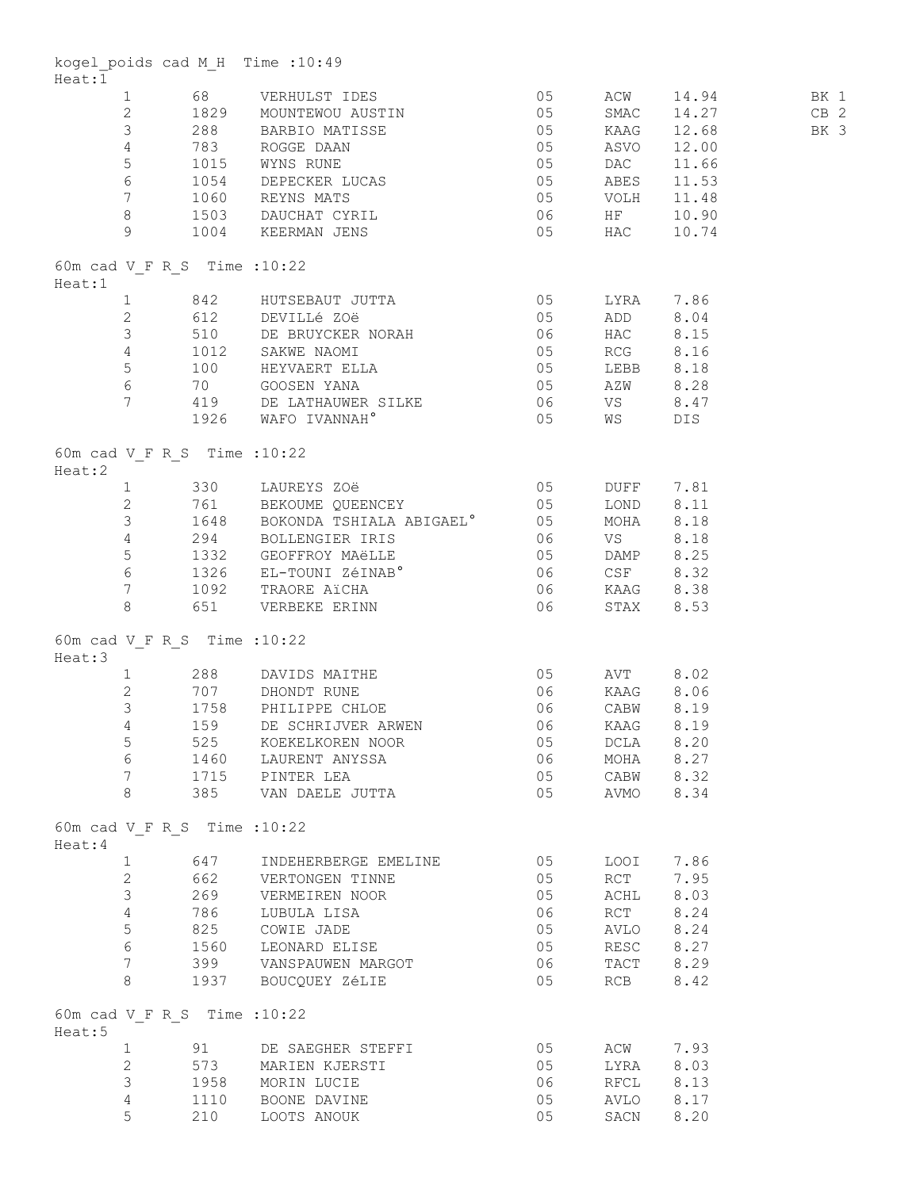kogel_poids cad M_H Time :10:49
Heat:1

| | | | | | | |
|---|---|---|---|---|---|---|
| 1 | 68 | VERHULST IDES | 05 | ACW | 14.94 | BK 1 |
| 2 | 1829 | MOUNTEWOU AUSTIN | 05 | SMAC | 14.27 | CB 2 |
| 3 | 288 | BARBIO MATISSE | 05 | KAAG | 12.68 | BK 3 |
| 4 | 783 | ROGGE DAAN | 05 | ASVO | 12.00 | |
| 5 | 1015 | WYNS RUNE | 05 | DAC | 11.66 | |
| 6 | 1054 | DEPECKER LUCAS | 05 | ABES | 11.53 | |
| 7 | 1060 | REYNS MATS | 05 | VOLH | 11.48 | |
| 8 | 1503 | DAUCHAT CYRIL | 06 | HF | 10.90 | |
| 9 | 1004 | KEERMAN JENS | 05 | HAC | 10.74 | |

60m cad V_F R_S Time :10:22
Heat:1

| | | | | | |
|---|---|---|---|---|---|
| 1 | 842 | HUTSEBAUT JUTTA | 05 | LYRA | 7.86 |
| 2 | 612 | DEVILLé ZOë | 05 | ADD | 8.04 |
| 3 | 510 | DE BRUYCKER NORAH | 06 | HAC | 8.15 |
| 4 | 1012 | SAKWE NAOMI | 05 | RCG | 8.16 |
| 5 | 100 | HEYVAERT ELLA | 05 | LEBB | 8.18 |
| 6 | 70 | GOOSEN YANA | 05 | AZW | 8.28 |
| 7 | 419 | DE LATHAUWER SILKE | 06 | VS | 8.47 |
| | 1926 | WAFO IVANNAH° | 05 | WS | DIS |

60m cad V_F R_S Time :10:22
Heat:2

| | | | | | |
|---|---|---|---|---|---|
| 1 | 330 | LAUREYS ZOë | 05 | DUFF | 7.81 |
| 2 | 761 | BEKOUME QUEENCEY | 05 | LOND | 8.11 |
| 3 | 1648 | BOKONDA TSHIALA ABIGAEL° | 05 | MOHA | 8.18 |
| 4 | 294 | BOLLENGIER IRIS | 06 | VS | 8.18 |
| 5 | 1332 | GEOFFROY MAëLLE | 05 | DAMP | 8.25 |
| 6 | 1326 | EL-TOUNI ZéINAB° | 06 | CSF | 8.32 |
| 7 | 1092 | TRAORE AïCHA | 06 | KAAG | 8.38 |
| 8 | 651 | VERBEKE ERINN | 06 | STAX | 8.53 |

60m cad V_F R_S Time :10:22
Heat:3

| | | | | | |
|---|---|---|---|---|---|
| 1 | 288 | DAVIDS MAITHE | 05 | AVT | 8.02 |
| 2 | 707 | DHONDT RUNE | 06 | KAAG | 8.06 |
| 3 | 1758 | PHILIPPE CHLOE | 06 | CABW | 8.19 |
| 4 | 159 | DE SCHRIJVER ARWEN | 06 | KAAG | 8.19 |
| 5 | 525 | KOEKELKOREN NOOR | 05 | DCLA | 8.20 |
| 6 | 1460 | LAURENT ANYSSA | 06 | MOHA | 8.27 |
| 7 | 1715 | PINTER LEA | 05 | CABW | 8.32 |
| 8 | 385 | VAN DAELE JUTTA | 05 | AVMO | 8.34 |

60m cad V_F R_S Time :10:22
Heat:4

| | | | | | |
|---|---|---|---|---|---|
| 1 | 647 | INDEHERBERGE EMELINE | 05 | LOOI | 7.86 |
| 2 | 662 | VERTONGEN TINNE | 05 | RCT | 7.95 |
| 3 | 269 | VERMEIREN NOOR | 05 | ACHL | 8.03 |
| 4 | 786 | LUBULA LISA | 06 | RCT | 8.24 |
| 5 | 825 | COWIE JADE | 05 | AVLO | 8.24 |
| 6 | 1560 | LEONARD ELISE | 05 | RESC | 8.27 |
| 7 | 399 | VANSPAUWEN MARGOT | 06 | TACT | 8.29 |
| 8 | 1937 | BOUCQUEY ZéLIE | 05 | RCB | 8.42 |

60m cad V_F R_S Time :10:22
Heat:5

| | | | | | |
|---|---|---|---|---|---|
| 1 | 91 | DE SAEGHER STEFFI | 05 | ACW | 7.93 |
| 2 | 573 | MARIEN KJERSTI | 05 | LYRA | 8.03 |
| 3 | 1958 | MORIN LUCIE | 06 | RFCL | 8.13 |
| 4 | 1110 | BOONE DAVINE | 05 | AVLO | 8.17 |
| 5 | 210 | LOOTS ANOUK | 05 | SACN | 8.20 |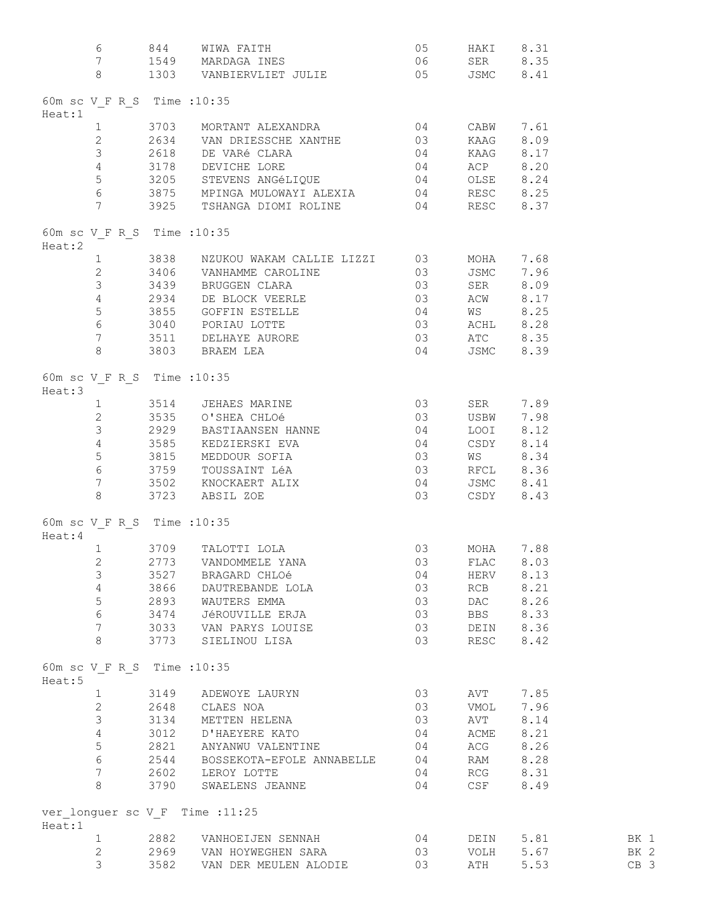| | | | | | |
|---|---|---|---|---|---|
| 6 | 844 | WIWA FAITH | 05 | HAKI | 8.31 |
| 7 | 1549 | MARDAGA INES | 06 | SER | 8.35 |
| 8 | 1303 | VANBIERVLIET JULIE | 05 | JSMC | 8.41 |

60m sc V_F R_S Time :10:35
Heat:1

| | | | | | |
|---|---|---|---|---|---|
| 1 | 3703 | MORTANT ALEXANDRA | 04 | CABW | 7.61 |
| 2 | 2634 | VAN DRIESSCHE XANTHE | 03 | KAAG | 8.09 |
| 3 | 2618 | DE VARé CLARA | 04 | KAAG | 8.17 |
| 4 | 3178 | DEVICHE LORE | 04 | ACP | 8.20 |
| 5 | 3205 | STEVENS ANGéLIQUE | 04 | OLSE | 8.24 |
| 6 | 3875 | MPINGA MULOWAYI ALEXIA | 04 | RESC | 8.25 |
| 7 | 3925 | TSHANGA DIOMI ROLINE | 04 | RESC | 8.37 |

60m sc V_F R_S Time :10:35
Heat:2

| | | | | | |
|---|---|---|---|---|---|
| 1 | 3838 | NZUKOU WAKAM CALLIE LIZZI | 03 | MOHA | 7.68 |
| 2 | 3406 | VANHAMME CAROLINE | 03 | JSMC | 7.96 |
| 3 | 3439 | BRUGGEN CLARA | 03 | SER | 8.09 |
| 4 | 2934 | DE BLOCK VEERLE | 03 | ACW | 8.17 |
| 5 | 3855 | GOFFIN ESTELLE | 04 | WS | 8.25 |
| 6 | 3040 | PORIAU LOTTE | 03 | ACHL | 8.28 |
| 7 | 3511 | DELHAYE AURORE | 03 | ATC | 8.35 |
| 8 | 3803 | BRAEM LEA | 04 | JSMC | 8.39 |

60m sc V_F R_S Time :10:35
Heat:3

| | | | | | |
|---|---|---|---|---|---|
| 1 | 3514 | JEHAES MARINE | 03 | SER | 7.89 |
| 2 | 3535 | O'SHEA CHLOé | 03 | USBW | 7.98 |
| 3 | 2929 | BASTIAANSEN HANNE | 04 | LOOI | 8.12 |
| 4 | 3585 | KEDZIERSKI EVA | 04 | CSDY | 8.14 |
| 5 | 3815 | MEDDOUR SOFIA | 03 | WS | 8.34 |
| 6 | 3759 | TOUSSAINT LéA | 03 | RFCL | 8.36 |
| 7 | 3502 | KNOCKAERT ALIX | 04 | JSMC | 8.41 |
| 8 | 3723 | ABSIL ZOE | 03 | CSDY | 8.43 |

60m sc V_F R_S Time :10:35
Heat:4

| | | | | | |
|---|---|---|---|---|---|
| 1 | 3709 | TALOTTI LOLA | 03 | MOHA | 7.88 |
| 2 | 2773 | VANDOMMELE YANA | 03 | FLAC | 8.03 |
| 3 | 3527 | BRAGARD CHLOé | 04 | HERV | 8.13 |
| 4 | 3866 | DAUTREBANDE LOLA | 03 | RCB | 8.21 |
| 5 | 2893 | WAUTERS EMMA | 03 | DAC | 8.26 |
| 6 | 3474 | JéROUVILLE ERJA | 03 | BBS | 8.33 |
| 7 | 3033 | VAN PARYS LOUISE | 03 | DEIN | 8.36 |
| 8 | 3773 | SIELINOU LISA | 03 | RESC | 8.42 |

60m sc V_F R_S Time :10:35
Heat:5

| | | | | | |
|---|---|---|---|---|---|
| 1 | 3149 | ADEWOYE LAURYN | 03 | AVT | 7.85 |
| 2 | 2648 | CLAES NOA | 03 | VMOL | 7.96 |
| 3 | 3134 | METTEN HELENA | 03 | AVT | 8.14 |
| 4 | 3012 | D'HAEYERE KATO | 04 | ACME | 8.21 |
| 5 | 2821 | ANYANWU VALENTINE | 04 | ACG | 8.26 |
| 6 | 2544 | BOSSEKOTA-EFOLE ANNABELLE | 04 | RAM | 8.28 |
| 7 | 2602 | LEROY LOTTE | 04 | RCG | 8.31 |
| 8 | 3790 | SWAELENS JEANNE | 04 | CSF | 8.49 |

ver_longuer sc V_F Time :11:25
Heat:1

| | | | | | | |
|---|---|---|---|---|---|---|
| 1 | 2882 | VANHOEIJEN SENNAH | 04 | DEIN | 5.81 | BK 1 |
| 2 | 2969 | VAN HOYWEGHEN SARA | 03 | VOLH | 5.67 | BK 2 |
| 3 | 3582 | VAN DER MEULEN ALODIE | 03 | ATH | 5.53 | CB 3 |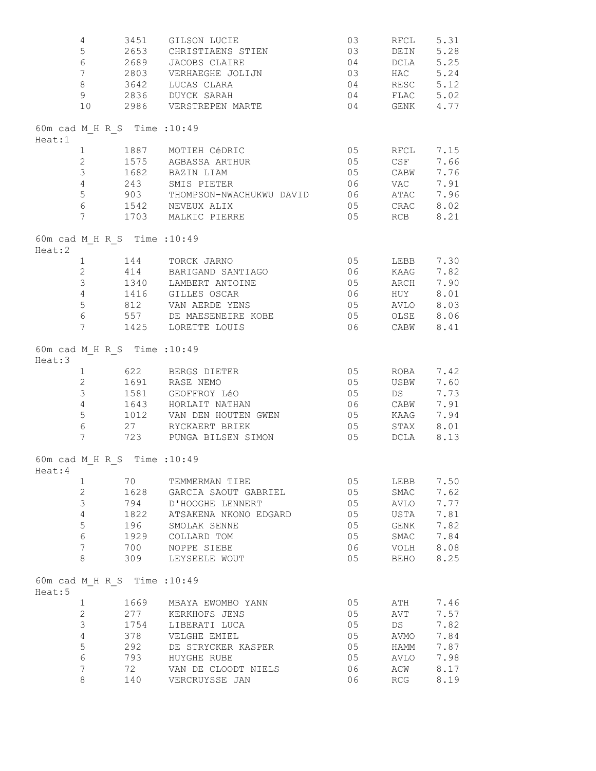| | | | | | |
|---|---|---|---|---|---|
| 4 | 3451 | GILSON LUCIE | 03 | RFCL | 5.31 |
| 5 | 2653 | CHRISTIAENS STIEN | 03 | DEIN | 5.28 |
| 6 | 2689 | JACOBS CLAIRE | 04 | DCLA | 5.25 |
| 7 | 2803 | VERHAEGHE JOLIJN | 03 | HAC | 5.24 |
| 8 | 3642 | LUCAS CLARA | 04 | RESC | 5.12 |
| 9 | 2836 | DUYCK SARAH | 04 | FLAC | 5.02 |
| 10 | 2986 | VERSTREPEN MARTE | 04 | GENK | 4.77 |

60m cad M_H R_S Time :10:49
Heat:1

| | | | | | |
|---|---|---|---|---|---|
| 1 | 1887 | MOTIEH CéDRIC | 05 | RFCL | 7.15 |
| 2 | 1575 | AGBASSA ARTHUR | 05 | CSF | 7.66 |
| 3 | 1682 | BAZIN LIAM | 05 | CABW | 7.76 |
| 4 | 243 | SMIS PIETER | 06 | VAC | 7.91 |
| 5 | 903 | THOMPSON-NWACHUKWU DAVID | 06 | ATAC | 7.96 |
| 6 | 1542 | NEVEUX ALIX | 05 | CRAC | 8.02 |
| 7 | 1703 | MALKIC PIERRE | 05 | RCB | 8.21 |

60m cad M_H R_S Time :10:49
Heat:2

| | | | | | |
|---|---|---|---|---|---|
| 1 | 144 | TORCK JARNO | 05 | LEBB | 7.30 |
| 2 | 414 | BARIGAND SANTIAGO | 06 | KAAG | 7.82 |
| 3 | 1340 | LAMBERT ANTOINE | 05 | ARCH | 7.90 |
| 4 | 1416 | GILLES OSCAR | 06 | HUY | 8.01 |
| 5 | 812 | VAN AERDE YENS | 05 | AVLO | 8.03 |
| 6 | 557 | DE MAESENEIRE KOBE | 05 | OLSE | 8.06 |
| 7 | 1425 | LORETTE LOUIS | 06 | CABW | 8.41 |

60m cad M_H R_S Time :10:49
Heat:3

| | | | | | |
|---|---|---|---|---|---|
| 1 | 622 | BERGS DIETER | 05 | ROBA | 7.42 |
| 2 | 1691 | RASE NEMO | 05 | USBW | 7.60 |
| 3 | 1581 | GEOFFROY LéO | 05 | DS | 7.73 |
| 4 | 1643 | HORLAIT NATHAN | 06 | CABW | 7.91 |
| 5 | 1012 | VAN DEN HOUTEN GWEN | 05 | KAAG | 7.94 |
| 6 | 27 | RYCKAERT BRIEK | 05 | STAX | 8.01 |
| 7 | 723 | PUNGA BILSEN SIMON | 05 | DCLA | 8.13 |

60m cad M_H R_S Time :10:49
Heat:4

| | | | | | |
|---|---|---|---|---|---|
| 1 | 70 | TEMMERMAN TIBE | 05 | LEBB | 7.50 |
| 2 | 1628 | GARCIA SAOUT GABRIEL | 05 | SMAC | 7.62 |
| 3 | 794 | D'HOOGHE LENNERT | 05 | AVLO | 7.77 |
| 4 | 1822 | ATSAKENA NKONO EDGARD | 05 | USTA | 7.81 |
| 5 | 196 | SMOLAK SENNE | 05 | GENK | 7.82 |
| 6 | 1929 | COLLARD TOM | 05 | SMAC | 7.84 |
| 7 | 700 | NOPPE SIEBE | 06 | VOLH | 8.08 |
| 8 | 309 | LEYSEELE WOUT | 05 | BEHO | 8.25 |

60m cad M_H R_S Time :10:49
Heat:5

| | | | | | |
|---|---|---|---|---|---|
| 1 | 1669 | MBAYA EWOMBO YANN | 05 | ATH | 7.46 |
| 2 | 277 | KERKHOFS JENS | 05 | AVT | 7.57 |
| 3 | 1754 | LIBERATI LUCA | 05 | DS | 7.82 |
| 4 | 378 | VELGHE EMIEL | 05 | AVMO | 7.84 |
| 5 | 292 | DE STRYCKER KASPER | 05 | HAMM | 7.87 |
| 6 | 793 | HUYGHE RUBE | 05 | AVLO | 7.98 |
| 7 | 72 | VAN DE CLOODT NIELS | 06 | ACW | 8.17 |
| 8 | 140 | VERCRUYSSE JAN | 06 | RCG | 8.19 |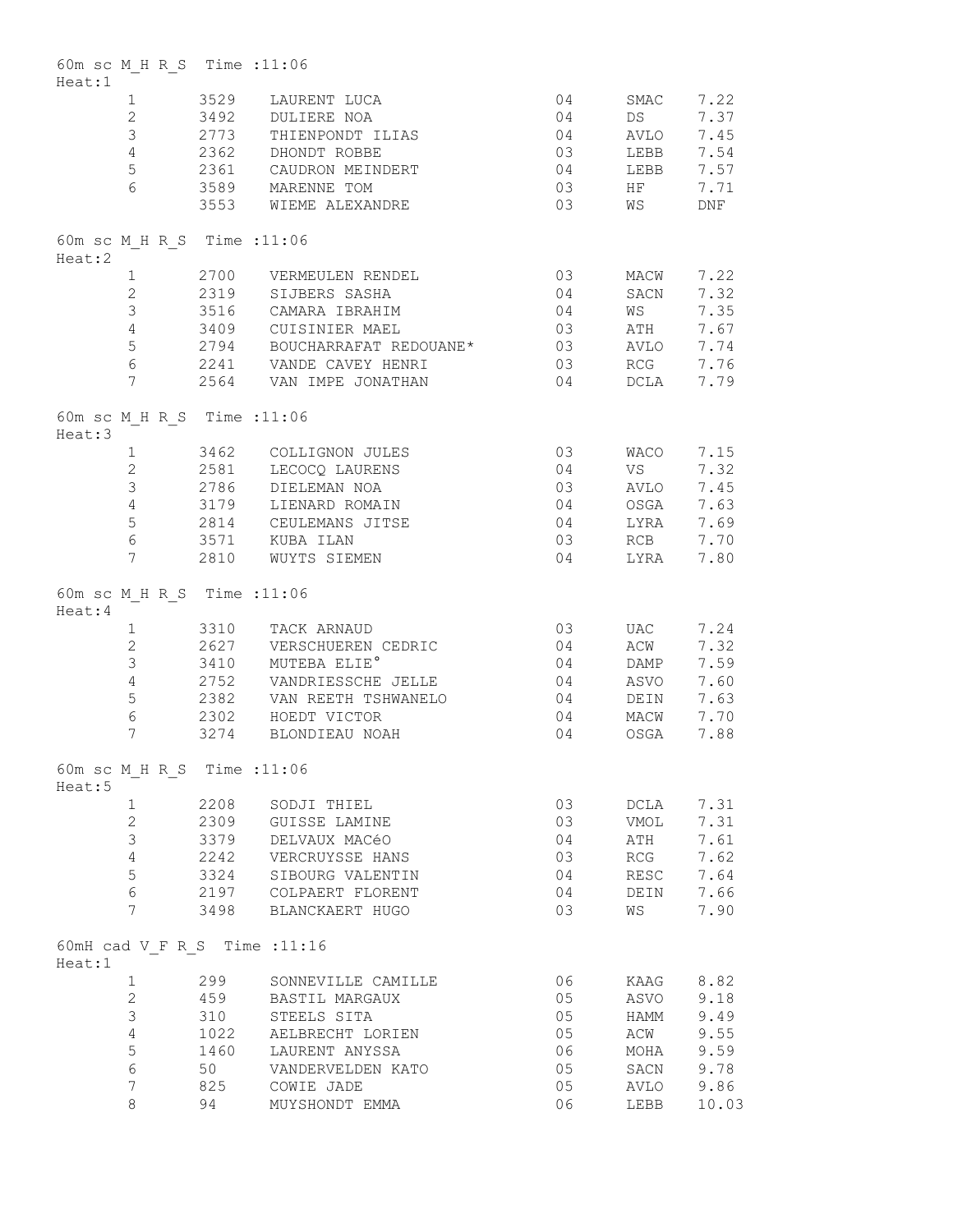60m sc M_H R_S Time :11:06
Heat:1

| | | | | | |
|---|---|---|---|---|---|
| 1 | 3529 | LAURENT LUCA | 04 | SMAC | 7.22 |
| 2 | 3492 | DULIERE NOA | 04 | DS | 7.37 |
| 3 | 2773 | THIENPONDT ILIAS | 04 | AVLO | 7.45 |
| 4 | 2362 | DHONDT ROBBE | 03 | LEBB | 7.54 |
| 5 | 2361 | CAUDRON MEINDERT | 04 | LEBB | 7.57 |
| 6 | 3589 | MARENNE TOM | 03 | HF | 7.71 |
| | 3553 | WIEME ALEXANDRE | 03 | WS | DNF |

60m sc M_H R_S Time :11:06
Heat:2

| | | | | | |
|---|---|---|---|---|---|
| 1 | 2700 | VERMEULEN RENDEL | 03 | MACW | 7.22 |
| 2 | 2319 | SIJBERS SASHA | 04 | SACN | 7.32 |
| 3 | 3516 | CAMARA IBRAHIM | 04 | WS | 7.35 |
| 4 | 3409 | CUISINIER MAEL | 03 | ATH | 7.67 |
| 5 | 2794 | BOUCHARRAFAT REDOUANE* | 03 | AVLO | 7.74 |
| 6 | 2241 | VANDE CAVEY HENRI | 03 | RCG | 7.76 |
| 7 | 2564 | VAN IMPE JONATHAN | 04 | DCLA | 7.79 |

60m sc M_H R_S Time :11:06
Heat:3

| | | | | | |
|---|---|---|---|---|---|
| 1 | 3462 | COLLIGNON JULES | 03 | WACO | 7.15 |
| 2 | 2581 | LECOCQ LAURENS | 04 | VS | 7.32 |
| 3 | 2786 | DIELEMAN NOA | 03 | AVLO | 7.45 |
| 4 | 3179 | LIENARD ROMAIN | 04 | OSGA | 7.63 |
| 5 | 2814 | CEULEMANS JITSE | 04 | LYRA | 7.69 |
| 6 | 3571 | KUBA ILAN | 03 | RCB | 7.70 |
| 7 | 2810 | WUYTS SIEMEN | 04 | LYRA | 7.80 |

60m sc M_H R_S Time :11:06
Heat:4

| | | | | | |
|---|---|---|---|---|---|
| 1 | 3310 | TACK ARNAUD | 03 | UAC | 7.24 |
| 2 | 2627 | VERSCHUEREN CEDRIC | 04 | ACW | 7.32 |
| 3 | 3410 | MUTEBA ELIE° | 04 | DAMP | 7.59 |
| 4 | 2752 | VANDRIESSCHE JELLE | 04 | ASVO | 7.60 |
| 5 | 2382 | VAN REETH TSHWANELO | 04 | DEIN | 7.63 |
| 6 | 2302 | HOEDT VICTOR | 04 | MACW | 7.70 |
| 7 | 3274 | BLONDIEAU NOAH | 04 | OSGA | 7.88 |

60m sc M_H R_S Time :11:06
Heat:5

| | | | | | |
|---|---|---|---|---|---|
| 1 | 2208 | SODJI THIEL | 03 | DCLA | 7.31 |
| 2 | 2309 | GUISSE LAMINE | 03 | VMOL | 7.31 |
| 3 | 3379 | DELVAUX MACéO | 04 | ATH | 7.61 |
| 4 | 2242 | VERCRUYSSE HANS | 03 | RCG | 7.62 |
| 5 | 3324 | SIBOURG VALENTIN | 04 | RESC | 7.64 |
| 6 | 2197 | COLPAERT FLORENT | 04 | DEIN | 7.66 |
| 7 | 3498 | BLANCKAERT HUGO | 03 | WS | 7.90 |

60mH cad V_F R_S Time :11:16
Heat:1

| | | | | | |
|---|---|---|---|---|---|
| 1 | 299 | SONNEVILLE CAMILLE | 06 | KAAG | 8.82 |
| 2 | 459 | BASTIL MARGAUX | 05 | ASVO | 9.18 |
| 3 | 310 | STEELS SITA | 05 | HAMM | 9.49 |
| 4 | 1022 | AELBRECHT LORIEN | 05 | ACW | 9.55 |
| 5 | 1460 | LAURENT ANYSSA | 06 | MOHA | 9.59 |
| 6 | 50 | VANDERVELDEN KATO | 05 | SACN | 9.78 |
| 7 | 825 | COWIE JADE | 05 | AVLO | 9.86 |
| 8 | 94 | MUYSHONDT EMMA | 06 | LEBB | 10.03 |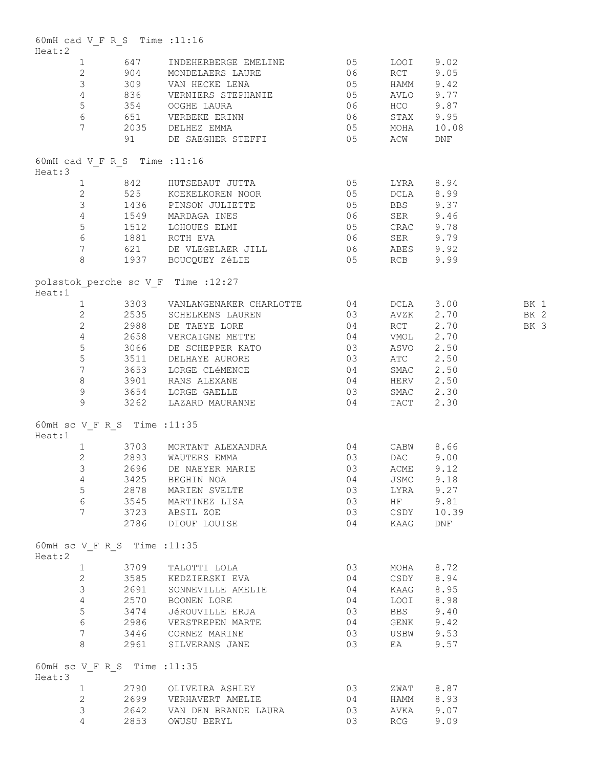60mH cad V_F R_S Time :11:16
Heat:2

| | | | | | | |
|---|---|---|---|---|---|---|
| 1 | 647 | INDEHERBERGE EMELINE | 05 | LOOI | 9.02 | |
| 2 | 904 | MONDELAERS LAURE | 06 | RCT | 9.05 | |
| 3 | 309 | VAN HECKE LENA | 05 | HAMM | 9.42 | |
| 4 | 836 | VERNIERS STEPHANIE | 05 | AVLO | 9.77 | |
| 5 | 354 | OOGHE LAURA | 06 | HCO | 9.87 | |
| 6 | 651 | VERBEKE ERINN | 06 | STAX | 9.95 | |
| 7 | 2035 | DELHEZ EMMA | 05 | MOHA | 10.08 | |
| | 91 | DE SAEGHER STEFFI | 05 | ACW | DNF | |

60mH cad V_F R_S Time :11:16
Heat:3

| | | | | | | |
|---|---|---|---|---|---|---|
| 1 | 842 | HUTSEBAUT JUTTA | 05 | LYRA | 8.94 | |
| 2 | 525 | KOEKELKOREN NOOR | 05 | DCLA | 8.99 | |
| 3 | 1436 | PINSON JULIETTE | 05 | BBS | 9.37 | |
| 4 | 1549 | MARDAGA INES | 06 | SER | 9.46 | |
| 5 | 1512 | LOHOUES ELMI | 05 | CRAC | 9.78 | |
| 6 | 1881 | ROTH EVA | 06 | SER | 9.79 | |
| 7 | 621 | DE VLEGELAER JILL | 06 | ABES | 9.92 | |
| 8 | 1937 | BOUCQUEY ZéLIE | 05 | RCB | 9.99 | |

polsstok_perche sc V_F Time :12:27
Heat:1

| | | | | | | |
|---|---|---|---|---|---|---|
| 1 | 3303 | VANLANGENAKER CHARLOTTE | 04 | DCLA | 3.00 | BK 1 |
| 2 | 2535 | SCHELKENS LAUREN | 03 | AVZK | 2.70 | BK 2 |
| 2 | 2988 | DE TAEYE LORE | 04 | RCT | 2.70 | BK 3 |
| 4 | 2658 | VERCAIGNE METTE | 04 | VMOL | 2.70 | |
| 5 | 3066 | DE SCHEPPER KATO | 03 | ASVO | 2.50 | |
| 5 | 3511 | DELHAYE AURORE | 03 | ATC | 2.50 | |
| 7 | 3653 | LORGE CLéMENCE | 04 | SMAC | 2.50 | |
| 8 | 3901 | RANS ALEXANE | 04 | HERV | 2.50 | |
| 9 | 3654 | LORGE GAELLE | 03 | SMAC | 2.30 | |
| 9 | 3262 | LAZARD MAURANNE | 04 | TACT | 2.30 | |

60mH sc V_F R_S Time :11:35
Heat:1

| | | | | | | |
|---|---|---|---|---|---|---|
| 1 | 3703 | MORTANT ALEXANDRA | 04 | CABW | 8.66 | |
| 2 | 2893 | WAUTERS EMMA | 03 | DAC | 9.00 | |
| 3 | 2696 | DE NAEYER MARIE | 03 | ACME | 9.12 | |
| 4 | 3425 | BEGHIN NOA | 04 | JSMC | 9.18 | |
| 5 | 2878 | MARIEN SVELTE | 03 | LYRA | 9.27 | |
| 6 | 3545 | MARTINEZ LISA | 03 | HF | 9.81 | |
| 7 | 3723 | ABSIL ZOE | 03 | CSDY | 10.39 | |
| | 2786 | DIOUF LOUISE | 04 | KAAG | DNF | |

60mH sc V_F R_S Time :11:35
Heat:2

| | | | | | | |
|---|---|---|---|---|---|---|
| 1 | 3709 | TALOTTI LOLA | 03 | MOHA | 8.72 | |
| 2 | 3585 | KEDZIERSKI EVA | 04 | CSDY | 8.94 | |
| 3 | 2691 | SONNEVILLE AMELIE | 04 | KAAG | 8.95 | |
| 4 | 2570 | BOONEN LORE | 04 | LOOI | 8.98 | |
| 5 | 3474 | JéROUVILLE ERJA | 03 | BBS | 9.40 | |
| 6 | 2986 | VERSTREPEN MARTE | 04 | GENK | 9.42 | |
| 7 | 3446 | CORNEZ MARINE | 03 | USBW | 9.53 | |
| 8 | 2961 | SILVERANS JANE | 03 | EA | 9.57 | |

60mH sc V_F R_S Time :11:35
Heat:3

| | | | | | | |
|---|---|---|---|---|---|---|
| 1 | 2790 | OLIVEIRA ASHLEY | 03 | ZWAT | 8.87 | |
| 2 | 2699 | VERHAVERT AMELIE | 04 | HAMM | 8.93 | |
| 3 | 2642 | VAN DEN BRANDE LAURA | 03 | AVKA | 9.07 | |
| 4 | 2853 | OWUSU BERYL | 03 | RCG | 9.09 | |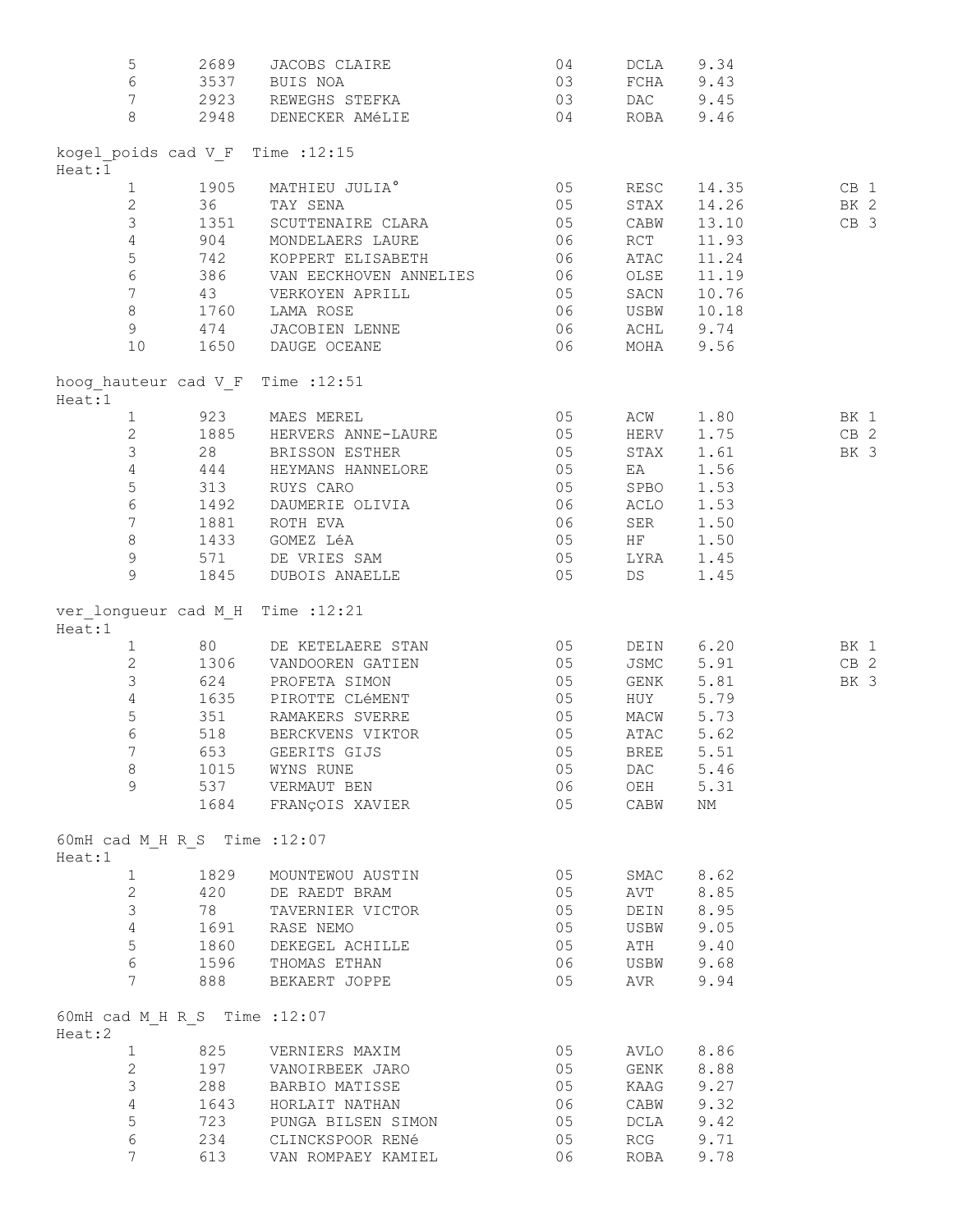| | | | | | | |
|---|---|---|---|---|---|---|
| 5 | 2689 | JACOBS CLAIRE | 04 | DCLA | 9.34 | |
| 6 | 3537 | BUIS NOA | 03 | FCHA | 9.43 | |
| 7 | 2923 | REWEGHS STEFKA | 03 | DAC | 9.45 | |
| 8 | 2948 | DENECKER AMéLIE | 04 | ROBA | 9.46 | |

kogel_poids cad V_F Time :12:15

Heat:1

| | | | | | | |
|---|---|---|---|---|---|---|
| 1 | 1905 | MATHIEU JULIA° | 05 | RESC | 14.35 | CB 1 |
| 2 | 36 | TAY SENA | 05 | STAX | 14.26 | BK 2 |
| 3 | 1351 | SCUTTENAIRE CLARA | 05 | CABW | 13.10 | CB 3 |
| 4 | 904 | MONDELAERS LAURE | 06 | RCT | 11.93 | |
| 5 | 742 | KOPPERT ELISABETH | 06 | ATAC | 11.24 | |
| 6 | 386 | VAN EECKHOVEN ANNELIES | 06 | OLSE | 11.19 | |
| 7 | 43 | VERKOYEN APRILL | 05 | SACN | 10.76 | |
| 8 | 1760 | LAMA ROSE | 06 | USBW | 10.18 | |
| 9 | 474 | JACOBIEN LENNE | 06 | ACHL | 9.74 | |
| 10 | 1650 | DAUGE OCEANE | 06 | MOHA | 9.56 | |

hoog_hauteur cad V_F Time :12:51

Heat:1

| | | | | | | |
|---|---|---|---|---|---|---|
| 1 | 923 | MAES MEREL | 05 | ACW | 1.80 | BK 1 |
| 2 | 1885 | HERVERS ANNE-LAURE | 05 | HERV | 1.75 | CB 2 |
| 3 | 28 | BRISSON ESTHER | 05 | STAX | 1.61 | BK 3 |
| 4 | 444 | HEYMANS HANNELORE | 05 | EA | 1.56 | |
| 5 | 313 | RUYS CARO | 05 | SPBO | 1.53 | |
| 6 | 1492 | DAUMERIE OLIVIA | 06 | ACLO | 1.53 | |
| 7 | 1881 | ROTH EVA | 06 | SER | 1.50 | |
| 8 | 1433 | GOMEZ LéA | 05 | HF | 1.50 | |
| 9 | 571 | DE VRIES SAM | 05 | LYRA | 1.45 | |
| 9 | 1845 | DUBOIS ANAELLE | 05 | DS | 1.45 | |

ver_longueur cad M_H Time :12:21

Heat:1

| | | | | | | |
|---|---|---|---|---|---|---|
| 1 | 80 | DE KETELAERE STAN | 05 | DEIN | 6.20 | BK 1 |
| 2 | 1306 | VANDOOREN GATIEN | 05 | JSMC | 5.91 | CB 2 |
| 3 | 624 | PROFETA SIMON | 05 | GENK | 5.81 | BK 3 |
| 4 | 1635 | PIROTTE CLéMENT | 05 | HUY | 5.79 | |
| 5 | 351 | RAMAKERS SVERRE | 05 | MACW | 5.73 | |
| 6 | 518 | BERCKVENS VIKTOR | 05 | ATAC | 5.62 | |
| 7 | 653 | GEERITS GIJS | 05 | BREE | 5.51 | |
| 8 | 1015 | WYNS RUNE | 05 | DAC | 5.46 | |
| 9 | 537 | VERMAUT BEN | 06 | OEH | 5.31 | |
| | 1684 | FRANçOIS XAVIER | 05 | CABW | NM | |

60mH cad M_H R_S Time :12:07

Heat:1

| | | | | | |
|---|---|---|---|---|---|
| 1 | 1829 | MOUNTEWOU AUSTIN | 05 | SMAC | 8.62 |
| 2 | 420 | DE RAEDT BRAM | 05 | AVT | 8.85 |
| 3 | 78 | TAVERNIER VICTOR | 05 | DEIN | 8.95 |
| 4 | 1691 | RASE NEMO | 05 | USBW | 9.05 |
| 5 | 1860 | DEKEGEL ACHILLE | 05 | ATH | 9.40 |
| 6 | 1596 | THOMAS ETHAN | 06 | USBW | 9.68 |
| 7 | 888 | BEKAERT JOPPE | 05 | AVR | 9.94 |

60mH cad M_H R_S Time :12:07

Heat:2

| | | | | | |
|---|---|---|---|---|---|
| 1 | 825 | VERNIERS MAXIM | 05 | AVLO | 8.86 |
| 2 | 197 | VANOIRBEEK JARO | 05 | GENK | 8.88 |
| 3 | 288 | BARBIO MATISSE | 05 | KAAG | 9.27 |
| 4 | 1643 | HORLAIT NATHAN | 06 | CABW | 9.32 |
| 5 | 723 | PUNGA BILSEN SIMON | 05 | DCLA | 9.42 |
| 6 | 234 | CLINCKSPOOR RENé | 05 | RCG | 9.71 |
| 7 | 613 | VAN ROMPAEY KAMIEL | 06 | ROBA | 9.78 |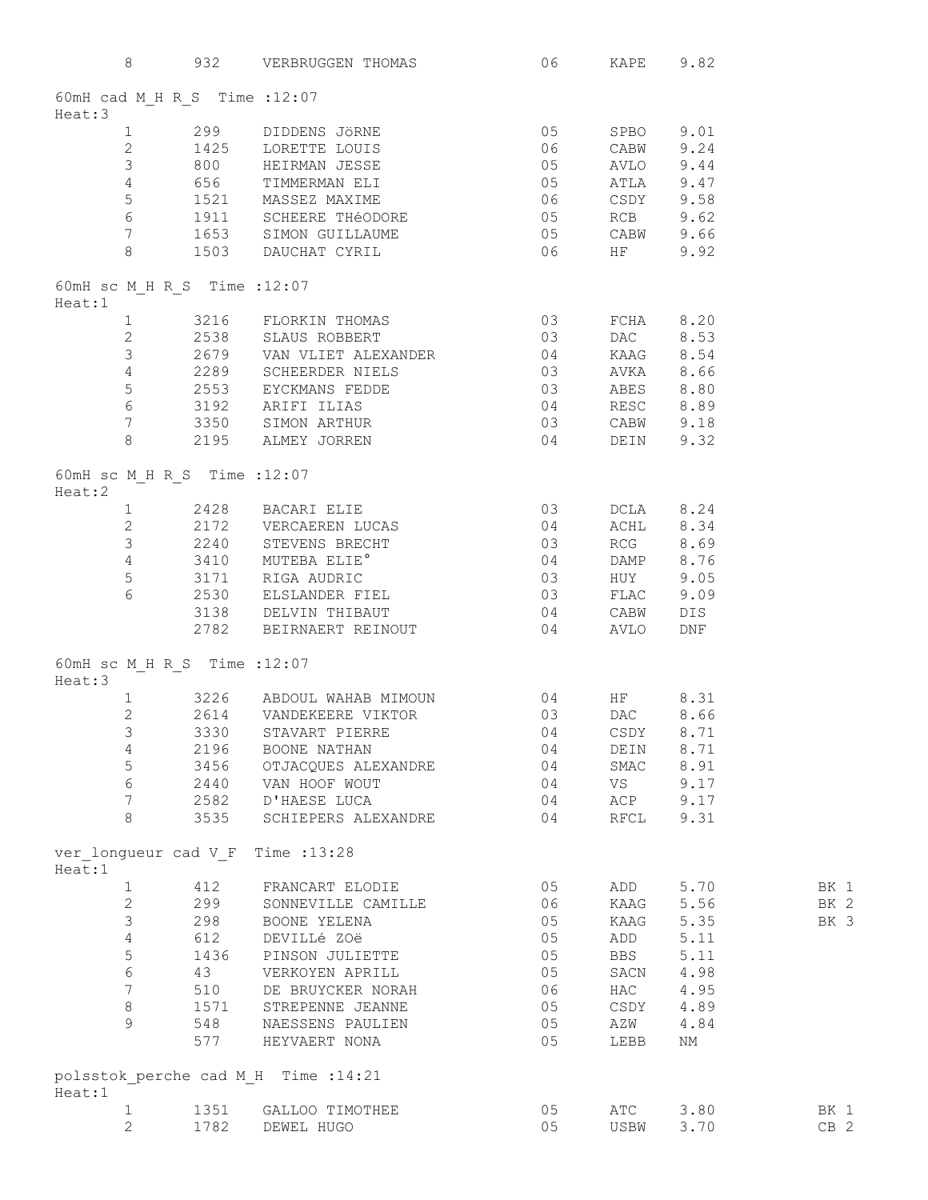| | | | | | | |
|---|---|---|---|---|---|---|
| 8 | 932 | VERBRUGGEN THOMAS | 06 | KAPE | 9.82 | |

60mH cad M_H R_S Time :12:07
Heat:3

| | | | | | | |
|---|---|---|---|---|---|---|
| 1 | 299 | DIDDENS JöRNE | 05 | SPBO | 9.01 | |
| 2 | 1425 | LORETTE LOUIS | 06 | CABW | 9.24 | |
| 3 | 800 | HEIRMAN JESSE | 05 | AVLO | 9.44 | |
| 4 | 656 | TIMMERMAN ELI | 05 | ATLA | 9.47 | |
| 5 | 1521 | MASSEZ MAXIME | 06 | CSDY | 9.58 | |
| 6 | 1911 | SCHEERE THéODORE | 05 | RCB | 9.62 | |
| 7 | 1653 | SIMON GUILLAUME | 05 | CABW | 9.66 | |
| 8 | 1503 | DAUCHAT CYRIL | 06 | HF | 9.92 | |

60mH sc M_H R_S Time :12:07
Heat:1

| | | | | | | |
|---|---|---|---|---|---|---|
| 1 | 3216 | FLORKIN THOMAS | 03 | FCHA | 8.20 | |
| 2 | 2538 | SLAUS ROBBERT | 03 | DAC | 8.53 | |
| 3 | 2679 | VAN VLIET ALEXANDER | 04 | KAAG | 8.54 | |
| 4 | 2289 | SCHEERDER NIELS | 03 | AVKA | 8.66 | |
| 5 | 2553 | EYCKMANS FEDDE | 03 | ABES | 8.80 | |
| 6 | 3192 | ARIFI ILIAS | 04 | RESC | 8.89 | |
| 7 | 3350 | SIMON ARTHUR | 03 | CABW | 9.18 | |
| 8 | 2195 | ALMEY JORREN | 04 | DEIN | 9.32 | |

60mH sc M_H R_S Time :12:07
Heat:2

| | | | | | | |
|---|---|---|---|---|---|---|
| 1 | 2428 | BACARI ELIE | 03 | DCLA | 8.24 | |
| 2 | 2172 | VERCAEREN LUCAS | 04 | ACHL | 8.34 | |
| 3 | 2240 | STEVENS BRECHT | 03 | RCG | 8.69 | |
| 4 | 3410 | MUTEBA ELIE° | 04 | DAMP | 8.76 | |
| 5 | 3171 | RIGA AUDRIC | 03 | HUY | 9.05 | |
| 6 | 2530 | ELSLANDER FIEL | 03 | FLAC | 9.09 | |
| | 3138 | DELVIN THIBAUT | 04 | CABW | DIS | |
| | 2782 | BEIRNAERT REINOUT | 04 | AVLO | DNF | |

60mH sc M_H R_S Time :12:07
Heat:3

| | | | | | | |
|---|---|---|---|---|---|---|
| 1 | 3226 | ABDOUL WAHAB MIMOUN | 04 | HF | 8.31 | |
| 2 | 2614 | VANDEKEERE VIKTOR | 03 | DAC | 8.66 | |
| 3 | 3330 | STAVART PIERRE | 04 | CSDY | 8.71 | |
| 4 | 2196 | BOONE NATHAN | 04 | DEIN | 8.71 | |
| 5 | 3456 | OTJACQUES ALEXANDRE | 04 | SMAC | 8.91 | |
| 6 | 2440 | VAN HOOF WOUT | 04 | VS | 9.17 | |
| 7 | 2582 | D'HAESE LUCA | 04 | ACP | 9.17 | |
| 8 | 3535 | SCHIEPERS ALEXANDRE | 04 | RFCL | 9.31 | |

ver_longueur cad V_F Time :13:28
Heat:1

| | | | | | | |
|---|---|---|---|---|---|---|
| 1 | 412 | FRANCART ELODIE | 05 | ADD | 5.70 | BK 1 |
| 2 | 299 | SONNEVILLE CAMILLE | 06 | KAAG | 5.56 | BK 2 |
| 3 | 298 | BOONE YELENA | 05 | KAAG | 5.35 | BK 3 |
| 4 | 612 | DEVILLé ZOë | 05 | ADD | 5.11 | |
| 5 | 1436 | PINSON JULIETTE | 05 | BBS | 5.11 | |
| 6 | 43 | VERKOYEN APRILL | 05 | SACN | 4.98 | |
| 7 | 510 | DE BRUYCKER NORAH | 06 | HAC | 4.95 | |
| 8 | 1571 | STREPENNE JEANNE | 05 | CSDY | 4.89 | |
| 9 | 548 | NAESSENS PAULIEN | 05 | AZW | 4.84 | |
| | 577 | HEYVAERT NONA | 05 | LEBB | NM | |

polsstok_perche cad M_H Time :14:21
Heat:1

| | | | | | | |
|---|---|---|---|---|---|---|
| 1 | 1351 | GALLOO TIMOTHEE | 05 | ATC | 3.80 | BK 1 |
| 2 | 1782 | DEWEL HUGO | 05 | USBW | 3.70 | CB 2 |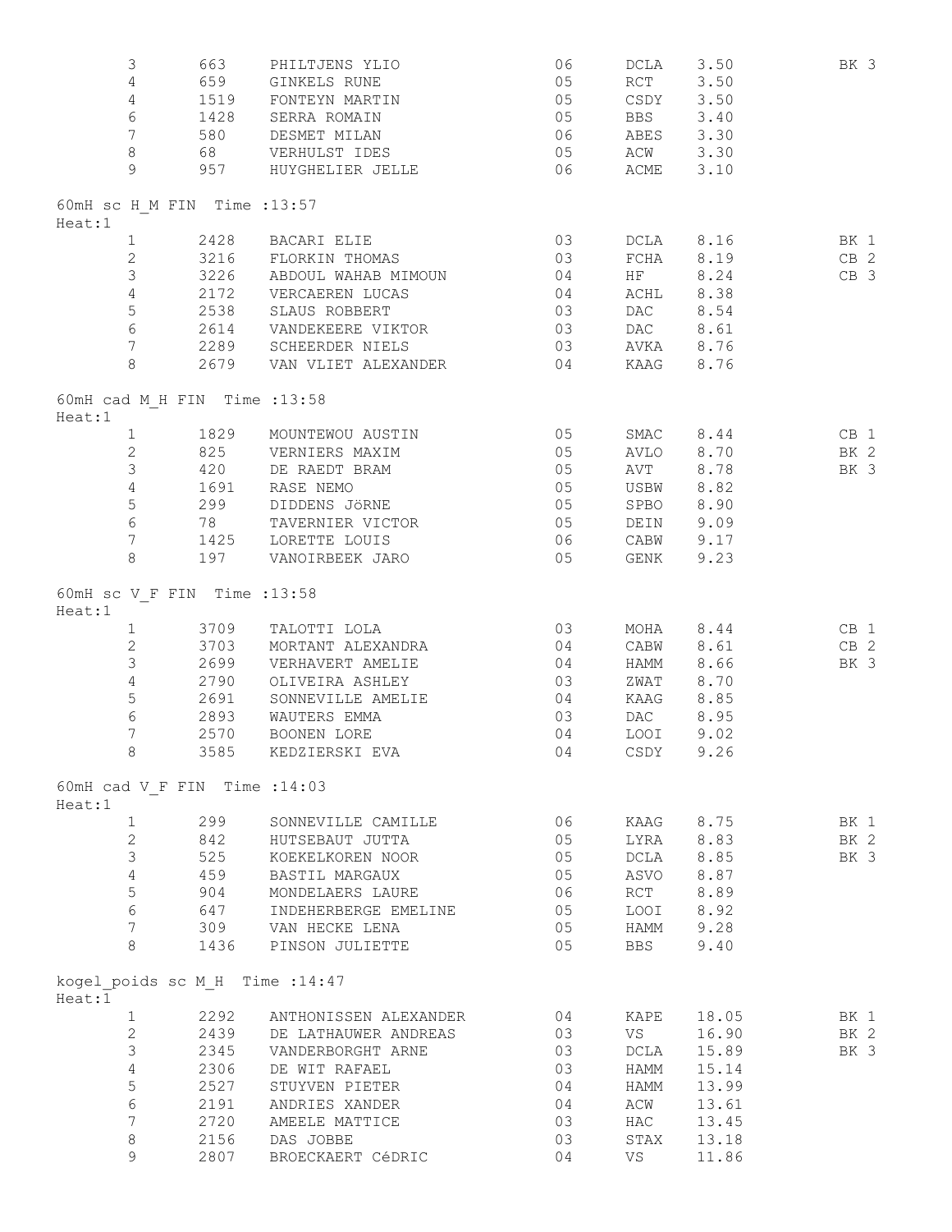| | | | | | | |
|---|---|---|---|---|---|---|
| 3 | 663 | PHILTJENS YLIO | 06 | DCLA | 3.50 | BK 3 |
| 4 | 659 | GINKELS RUNE | 05 | RCT | 3.50 | |
| 4 | 1519 | FONTEYN MARTIN | 05 | CSDY | 3.50 | |
| 6 | 1428 | SERRA ROMAIN | 05 | BBS | 3.40 | |
| 7 | 580 | DESMET MILAN | 06 | ABES | 3.30 | |
| 8 | 68 | VERHULST IDES | 05 | ACW | 3.30 | |
| 9 | 957 | HUYGHELIER JELLE | 06 | ACME | 3.10 | |

60mH sc H_M FIN Time :13:57
Heat:1

| | | | | | | |
|---|---|---|---|---|---|---|
| 1 | 2428 | BACARI ELIE | 03 | DCLA | 8.16 | BK 1 |
| 2 | 3216 | FLORKIN THOMAS | 03 | FCHA | 8.19 | CB 2 |
| 3 | 3226 | ABDOUL WAHAB MIMOUN | 04 | HF | 8.24 | CB 3 |
| 4 | 2172 | VERCAEREN LUCAS | 04 | ACHL | 8.38 | |
| 5 | 2538 | SLAUS ROBBERT | 03 | DAC | 8.54 | |
| 6 | 2614 | VANDEKEERE VIKTOR | 03 | DAC | 8.61 | |
| 7 | 2289 | SCHEERDER NIELS | 03 | AVKA | 8.76 | |
| 8 | 2679 | VAN VLIET ALEXANDER | 04 | KAAG | 8.76 | |

60mH cad M_H FIN Time :13:58
Heat:1

| | | | | | | |
|---|---|---|---|---|---|---|
| 1 | 1829 | MOUNTEWOU AUSTIN | 05 | SMAC | 8.44 | CB 1 |
| 2 | 825 | VERNIERS MAXIM | 05 | AVLO | 8.70 | BK 2 |
| 3 | 420 | DE RAEDT BRAM | 05 | AVT | 8.78 | BK 3 |
| 4 | 1691 | RASE NEMO | 05 | USBW | 8.82 | |
| 5 | 299 | DIDDENS JöRNE | 05 | SPBO | 8.90 | |
| 6 | 78 | TAVERNIER VICTOR | 05 | DEIN | 9.09 | |
| 7 | 1425 | LORETTE LOUIS | 06 | CABW | 9.17 | |
| 8 | 197 | VANOIRBEEK JARO | 05 | GENK | 9.23 | |

60mH sc V_F FIN Time :13:58
Heat:1

| | | | | | | |
|---|---|---|---|---|---|---|
| 1 | 3709 | TALOTTI LOLA | 03 | MOHA | 8.44 | CB 1 |
| 2 | 3703 | MORTANT ALEXANDRA | 04 | CABW | 8.61 | CB 2 |
| 3 | 2699 | VERHAVERT AMELIE | 04 | HAMM | 8.66 | BK 3 |
| 4 | 2790 | OLIVEIRA ASHLEY | 03 | ZWAT | 8.70 | |
| 5 | 2691 | SONNEVILLE AMELIE | 04 | KAAG | 8.85 | |
| 6 | 2893 | WAUTERS EMMA | 03 | DAC | 8.95 | |
| 7 | 2570 | BOONEN LORE | 04 | LOOI | 9.02 | |
| 8 | 3585 | KEDZIERSKI EVA | 04 | CSDY | 9.26 | |

60mH cad V_F FIN Time :14:03
Heat:1

| | | | | | | |
|---|---|---|---|---|---|---|
| 1 | 299 | SONNEVILLE CAMILLE | 06 | KAAG | 8.75 | BK 1 |
| 2 | 842 | HUTSEBAUT JUTTA | 05 | LYRA | 8.83 | BK 2 |
| 3 | 525 | KOEKELKOREN NOOR | 05 | DCLA | 8.85 | BK 3 |
| 4 | 459 | BASTIL MARGAUX | 05 | ASVO | 8.87 | |
| 5 | 904 | MONDELAERS LAURE | 06 | RCT | 8.89 | |
| 6 | 647 | INDEHERBERGE EMELINE | 05 | LOOI | 8.92 | |
| 7 | 309 | VAN HECKE LENA | 05 | HAMM | 9.28 | |
| 8 | 1436 | PINSON JULIETTE | 05 | BBS | 9.40 | |

kogel_poids sc M_H Time :14:47
Heat:1

| | | | | | | |
|---|---|---|---|---|---|---|
| 1 | 2292 | ANTHONISSEN ALEXANDER | 04 | KAPE | 18.05 | BK 1 |
| 2 | 2439 | DE LATHAUWER ANDREAS | 03 | VS | 16.90 | BK 2 |
| 3 | 2345 | VANDERBORGHT ARNE | 03 | DCLA | 15.89 | BK 3 |
| 4 | 2306 | DE WIT RAFAEL | 03 | HAMM | 15.14 | |
| 5 | 2527 | STUYVEN PIETER | 04 | HAMM | 13.99 | |
| 6 | 2191 | ANDRIES XANDER | 04 | ACW | 13.61 | |
| 7 | 2720 | AMEELE MATTICE | 03 | HAC | 13.45 | |
| 8 | 2156 | DAS JOBBE | 03 | STAX | 13.18 | |
| 9 | 2807 | BROECKAERT CéDRIC | 04 | VS | 11.86 | |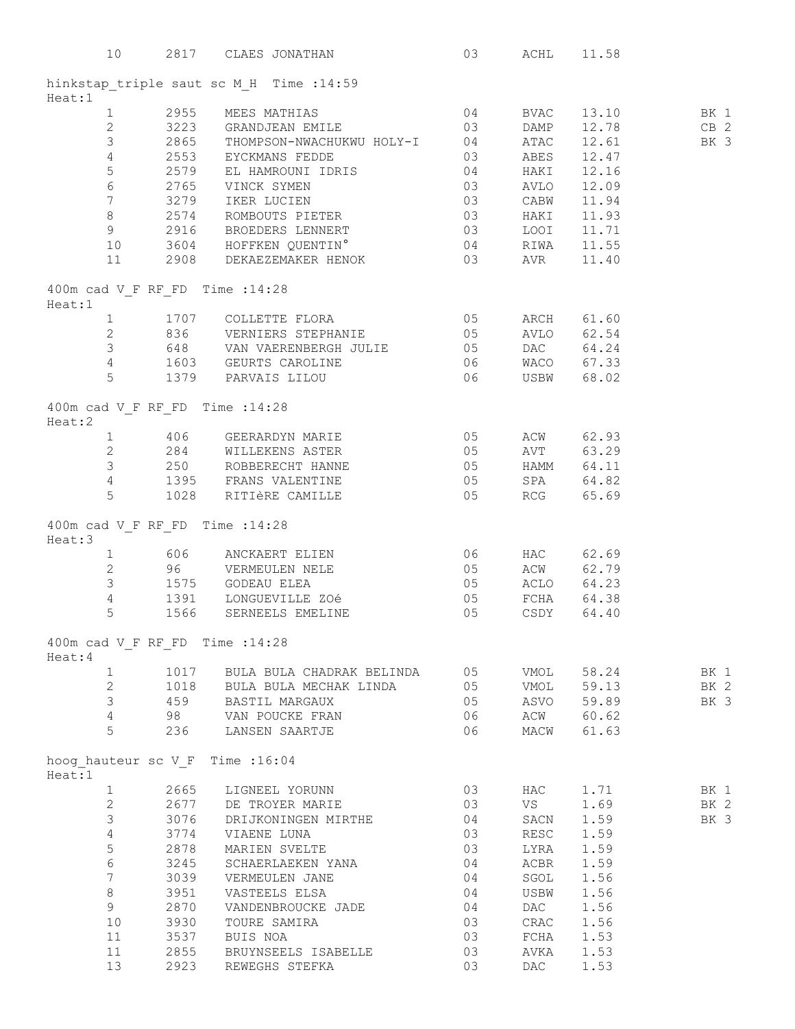| | | | | | | |
|---|---|---|---|---|---|---|
| 10 | 2817 | CLAES JONATHAN | 03 | ACHL | 11.58 | |

hinkstap_triple saut sc M_H Time :14:59

Heat:1

| | | | | | | |
|---|---|---|---|---|---|---|
| 1 | 2955 | MEES MATHIAS | 04 | BVAC | 13.10 | BK 1 |
| 2 | 3223 | GRANDJEAN EMILE | 03 | DAMP | 12.78 | CB 2 |
| 3 | 2865 | THOMPSON-NWACHUKWU HOLY-I | 04 | ATAC | 12.61 | BK 3 |
| 4 | 2553 | EYCKMANS FEDDE | 03 | ABES | 12.47 | |
| 5 | 2579 | EL HAMROUNI IDRIS | 04 | HAKI | 12.16 | |
| 6 | 2765 | VINCK SYMEN | 03 | AVLO | 12.09 | |
| 7 | 3279 | IKER LUCIEN | 03 | CABW | 11.94 | |
| 8 | 2574 | ROMBOUTS PIETER | 03 | HAKI | 11.93 | |
| 9 | 2916 | BROEDERS LENNERT | 03 | LOOI | 11.71 | |
| 10 | 3604 | HOFFKEN QUENTIN° | 04 | RIWA | 11.55 | |
| 11 | 2908 | DEKAEZEMAKER HENOK | 03 | AVR | 11.40 | |

400m cad V_F RF_FD Time :14:28

Heat:1

| | | | | | | |
|---|---|---|---|---|---|---|
| 1 | 1707 | COLLETTE FLORA | 05 | ARCH | 61.60 | |
| 2 | 836 | VERNIERS STEPHANIE | 05 | AVLO | 62.54 | |
| 3 | 648 | VAN VAERENBERGH JULIE | 05 | DAC | 64.24 | |
| 4 | 1603 | GEURTS CAROLINE | 06 | WACO | 67.33 | |
| 5 | 1379 | PARVAIS LILOU | 06 | USBW | 68.02 | |

400m cad V_F RF_FD Time :14:28

Heat:2

| | | | | | | |
|---|---|---|---|---|---|---|
| 1 | 406 | GEERARDYN MARIE | 05 | ACW | 62.93 | |
| 2 | 284 | WILLEKENS ASTER | 05 | AVT | 63.29 | |
| 3 | 250 | ROBBERECHT HANNE | 05 | HAMM | 64.11 | |
| 4 | 1395 | FRANS VALENTINE | 05 | SPA | 64.82 | |
| 5 | 1028 | RITIèRE CAMILLE | 05 | RCG | 65.69 | |

400m cad V_F RF_FD Time :14:28

Heat:3

| | | | | | | |
|---|---|---|---|---|---|---|
| 1 | 606 | ANCKAERT ELIEN | 06 | HAC | 62.69 | |
| 2 | 96 | VERMEULEN NELE | 05 | ACW | 62.79 | |
| 3 | 1575 | GODEAU ELEA | 05 | ACLO | 64.23 | |
| 4 | 1391 | LONGUEVILLE ZOé | 05 | FCHA | 64.38 | |
| 5 | 1566 | SERNEELS EMELINE | 05 | CSDY | 64.40 | |

400m cad V_F RF_FD Time :14:28

Heat:4

| | | | | | | |
|---|---|---|---|---|---|---|
| 1 | 1017 | BULA BULA CHADRAK BELINDA | 05 | VMOL | 58.24 | BK 1 |
| 2 | 1018 | BULA BULA MECHAK LINDA | 05 | VMOL | 59.13 | BK 2 |
| 3 | 459 | BASTIL MARGAUX | 05 | ASVO | 59.89 | BK 3 |
| 4 | 98 | VAN POUCKE FRAN | 06 | ACW | 60.62 | |
| 5 | 236 | LANSEN SAARTJE | 06 | MACW | 61.63 | |

hoog_hauteur sc V_F Time :16:04

Heat:1

| | | | | | | |
|---|---|---|---|---|---|---|
| 1 | 2665 | LIGNEEL YORUNN | 03 | HAC | 1.71 | BK 1 |
| 2 | 2677 | DE TROYER MARIE | 03 | VS | 1.69 | BK 2 |
| 3 | 3076 | DRIJKONINGEN MIRTHE | 04 | SACN | 1.59 | BK 3 |
| 4 | 3774 | VIAENE LUNA | 03 | RESC | 1.59 | |
| 5 | 2878 | MARIEN SVELTE | 03 | LYRA | 1.59 | |
| 6 | 3245 | SCHAERLAEKEN YANA | 04 | ACBR | 1.59 | |
| 7 | 3039 | VERMEULEN JANE | 04 | SGOL | 1.56 | |
| 8 | 3951 | VASTEELS ELSA | 04 | USBW | 1.56 | |
| 9 | 2870 | VANDENBROUCKE JADE | 04 | DAC | 1.56 | |
| 10 | 3930 | TOURE SAMIRA | 03 | CRAC | 1.56 | |
| 11 | 3537 | BUIS NOA | 03 | FCHA | 1.53 | |
| 11 | 2855 | BRUYNSEELS ISABELLE | 03 | AVKA | 1.53 | |
| 13 | 2923 | REWEGHS STEFKA | 03 | DAC | 1.53 | |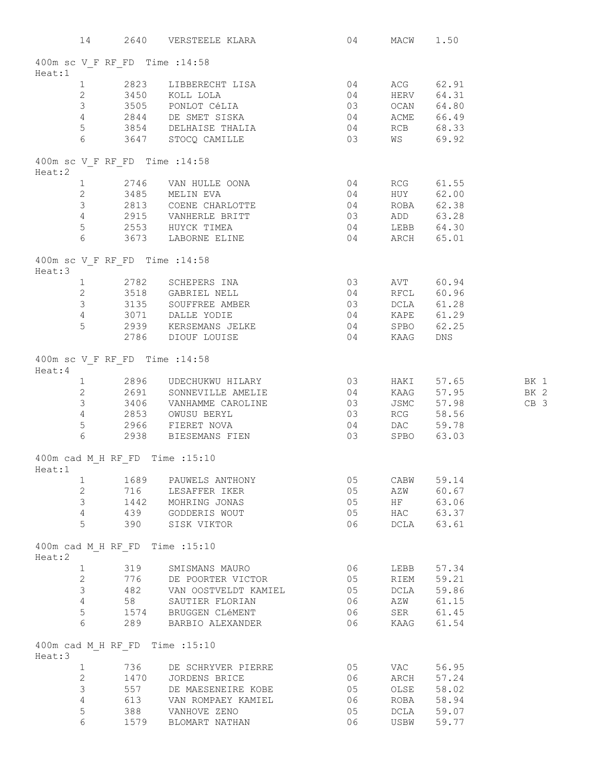| 14 | 2640 | VERSTEELE KLARA | 04 | MACW | 1.50 | |
|---|---|---|---|---|---|---|

400m sc V_F RF_FD Time :14:58
Heat:1

| | | | | | | |
|---|---|---|---|---|---|---|
| 1 | 2823 | LIBBERECHT LISA | 04 | ACG | 62.91 | |
| 2 | 3450 | KOLL LOLA | 04 | HERV | 64.31 | |
| 3 | 3505 | PONLOT CéLIA | 03 | OCAN | 64.80 | |
| 4 | 2844 | DE SMET SISKA | 04 | ACME | 66.49 | |
| 5 | 3854 | DELHAISE THALIA | 04 | RCB | 68.33 | |
| 6 | 3647 | STOCQ CAMILLE | 03 | WS | 69.92 | |

400m sc V_F RF_FD Time :14:58
Heat:2

| | | | | | | |
|---|---|---|---|---|---|---|
| 1 | 2746 | VAN HULLE OONA | 04 | RCG | 61.55 | |
| 2 | 3485 | MELIN EVA | 04 | HUY | 62.00 | |
| 3 | 2813 | COENE CHARLOTTE | 04 | ROBA | 62.38 | |
| 4 | 2915 | VANHERLE BRITT | 03 | ADD | 63.28 | |
| 5 | 2553 | HUYCK TIMEA | 04 | LEBB | 64.30 | |
| 6 | 3673 | LABORNE ELINE | 04 | ARCH | 65.01 | |

400m sc V_F RF_FD Time :14:58
Heat:3

| | | | | | | |
|---|---|---|---|---|---|---|
| 1 | 2782 | SCHEPERS INA | 03 | AVT | 60.94 | |
| 2 | 3518 | GABRIEL NELL | 04 | RFCL | 60.96 | |
| 3 | 3135 | SOUFFREE AMBER | 03 | DCLA | 61.28 | |
| 4 | 3071 | DALLE YODIE | 04 | KAPE | 61.29 | |
| 5 | 2939 | KERSEMANS JELKE | 04 | SPBO | 62.25 | |
| | 2786 | DIOUF LOUISE | 04 | KAAG | DNS | |

400m sc V_F RF_FD Time :14:58
Heat:4

| | | | | | | |
|---|---|---|---|---|---|---|
| 1 | 2896 | UDECHUKWU HILARY | 03 | HAKI | 57.65 | BK 1 |
| 2 | 2691 | SONNEVILLE AMELIE | 04 | KAAG | 57.95 | BK 2 |
| 3 | 3406 | VANHAMME CAROLINE | 03 | JSMC | 57.98 | CB 3 |
| 4 | 2853 | OWUSU BERYL | 03 | RCG | 58.56 | |
| 5 | 2966 | FIERET NOVA | 04 | DAC | 59.78 | |
| 6 | 2938 | BIESEMANS FIEN | 03 | SPBO | 63.03 | |

400m cad M_H RF_FD Time :15:10
Heat:1

| | | | | | | |
|---|---|---|---|---|---|---|
| 1 | 1689 | PAUWELS ANTHONY | 05 | CABW | 59.14 | |
| 2 | 716 | LESAFFER IKER | 05 | AZW | 60.67 | |
| 3 | 1442 | MOHRING JONAS | 05 | HF | 63.06 | |
| 4 | 439 | GODDERIS WOUT | 05 | HAC | 63.37 | |
| 5 | 390 | SISK VIKTOR | 06 | DCLA | 63.61 | |

400m cad M_H RF_FD Time :15:10
Heat:2

| | | | | | | |
|---|---|---|---|---|---|---|
| 1 | 319 | SMISMANS MAURO | 06 | LEBB | 57.34 | |
| 2 | 776 | DE POORTER VICTOR | 05 | RIEM | 59.21 | |
| 3 | 482 | VAN OOSTVELDT KAMIEL | 05 | DCLA | 59.86 | |
| 4 | 58 | SAUTIER FLORIAN | 06 | AZW | 61.15 | |
| 5 | 1574 | BRUGGEN CLéMENT | 06 | SER | 61.45 | |
| 6 | 289 | BARBIO ALEXANDER | 06 | KAAG | 61.54 | |

400m cad M_H RF_FD Time :15:10
Heat:3

| | | | | | | |
|---|---|---|---|---|---|---|
| 1 | 736 | DE SCHRYVER PIERRE | 05 | VAC | 56.95 | |
| 2 | 1470 | JORDENS BRICE | 06 | ARCH | 57.24 | |
| 3 | 557 | DE MAESENEIRE KOBE | 05 | OLSE | 58.02 | |
| 4 | 613 | VAN ROMPAEY KAMIEL | 06 | ROBA | 58.94 | |
| 5 | 388 | VANHOVE ZENO | 05 | DCLA | 59.07 | |
| 6 | 1579 | BLOMART NATHAN | 06 | USBW | 59.77 | |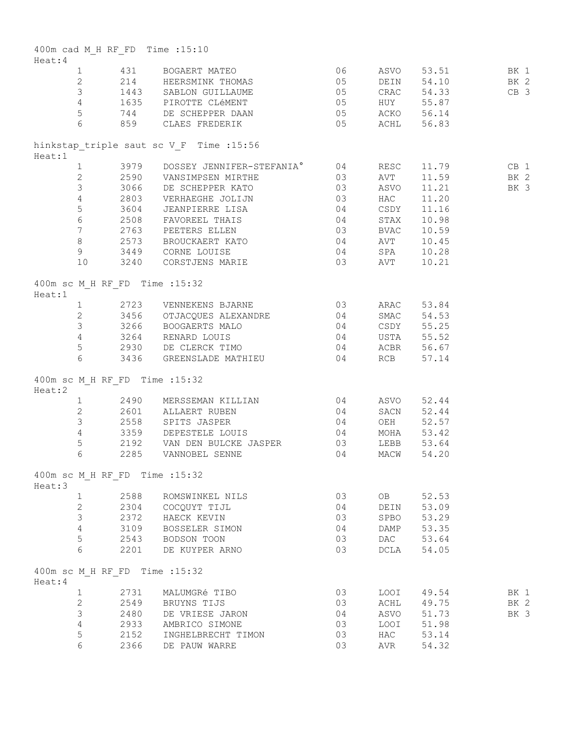400m cad M_H RF_FD Time :15:10
Heat:4

| | | | | | | |
|---|---|---|---|---|---|---|
| 1 | 431 | BOGAERT MATEO | 06 | ASVO | 53.51 | BK 1 |
| 2 | 214 | HEERSMINK THOMAS | 05 | DEIN | 54.10 | BK 2 |
| 3 | 1443 | SABLON GUILLAUME | 05 | CRAC | 54.33 | CB 3 |
| 4 | 1635 | PIROTTE CLéMENT | 05 | HUY | 55.87 | |
| 5 | 744 | DE SCHEPPER DAAN | 05 | ACKO | 56.14 | |
| 6 | 859 | CLAES FREDERIK | 05 | ACHL | 56.83 | |

hinkstap_triple saut sc V_F Time :15:56
Heat:1

| | | | | | | |
|---|---|---|---|---|---|---|
| 1 | 3979 | DOSSEY JENNIFER-STEFANIA° | 04 | RESC | 11.79 | CB 1 |
| 2 | 2590 | VANSIMPSEN MIRTHE | 03 | AVT | 11.59 | BK 2 |
| 3 | 3066 | DE SCHEPPER KATO | 03 | ASVO | 11.21 | BK 3 |
| 4 | 2803 | VERHAEGHE JOLIJN | 03 | HAC | 11.20 | |
| 5 | 3604 | JEANPIERRE LISA | 04 | CSDY | 11.16 | |
| 6 | 2508 | FAVOREEL THAIS | 04 | STAX | 10.98 | |
| 7 | 2763 | PEETERS ELLEN | 03 | BVAC | 10.59 | |
| 8 | 2573 | BROUCKAERT KATO | 04 | AVT | 10.45 | |
| 9 | 3449 | CORNE LOUISE | 04 | SPA | 10.28 | |
| 10 | 3240 | CORSTJENS MARIE | 03 | AVT | 10.21 | |

400m sc M_H RF_FD Time :15:32
Heat:1

| | | | | | |
|---|---|---|---|---|---|
| 1 | 2723 | VENNEKENS BJARNE | 03 | ARAC | 53.84 |
| 2 | 3456 | OTJACQUES ALEXANDRE | 04 | SMAC | 54.53 |
| 3 | 3266 | BOOGAERTS MALO | 04 | CSDY | 55.25 |
| 4 | 3264 | RENARD LOUIS | 04 | USTA | 55.52 |
| 5 | 2930 | DE CLERCK TIMO | 04 | ACBR | 56.67 |
| 6 | 3436 | GREENSLADE MATHIEU | 04 | RCB | 57.14 |

400m sc M_H RF_FD Time :15:32
Heat:2

| | | | | | |
|---|---|---|---|---|---|
| 1 | 2490 | MERSSEMAN KILLIAN | 04 | ASVO | 52.44 |
| 2 | 2601 | ALLAERT RUBEN | 04 | SACN | 52.44 |
| 3 | 2558 | SPITS JASPER | 04 | OEH | 52.57 |
| 4 | 3359 | DEPESTELE LOUIS | 04 | MOHA | 53.42 |
| 5 | 2192 | VAN DEN BULCKE JASPER | 03 | LEBB | 53.64 |
| 6 | 2285 | VANNOBEL SENNE | 04 | MACW | 54.20 |

400m sc M_H RF_FD Time :15:32
Heat:3

| | | | | | |
|---|---|---|---|---|---|
| 1 | 2588 | ROMSWINKEL NILS | 03 | OB | 52.53 |
| 2 | 2304 | COCQUYT TIJL | 04 | DEIN | 53.09 |
| 3 | 2372 | HAECK KEVIN | 03 | SPBO | 53.29 |
| 4 | 3109 | BOSSELER SIMON | 04 | DAMP | 53.35 |
| 5 | 2543 | BODSON TOON | 03 | DAC | 53.64 |
| 6 | 2201 | DE KUYPER ARNO | 03 | DCLA | 54.05 |

400m sc M_H RF_FD Time :15:32
Heat:4

| | | | | | | |
|---|---|---|---|---|---|---|
| 1 | 2731 | MALUMGRé TIBO | 03 | LOOI | 49.54 | BK 1 |
| 2 | 2549 | BRUYNS TIJS | 03 | ACHL | 49.75 | BK 2 |
| 3 | 2480 | DE VRIESE JARON | 04 | ASVO | 51.73 | BK 3 |
| 4 | 2933 | AMBRICO SIMONE | 03 | LOOI | 51.98 | |
| 5 | 2152 | INGHELBRECHT TIMON | 03 | HAC | 53.14 | |
| 6 | 2366 | DE PAUW WARRE | 03 | AVR | 54.32 | |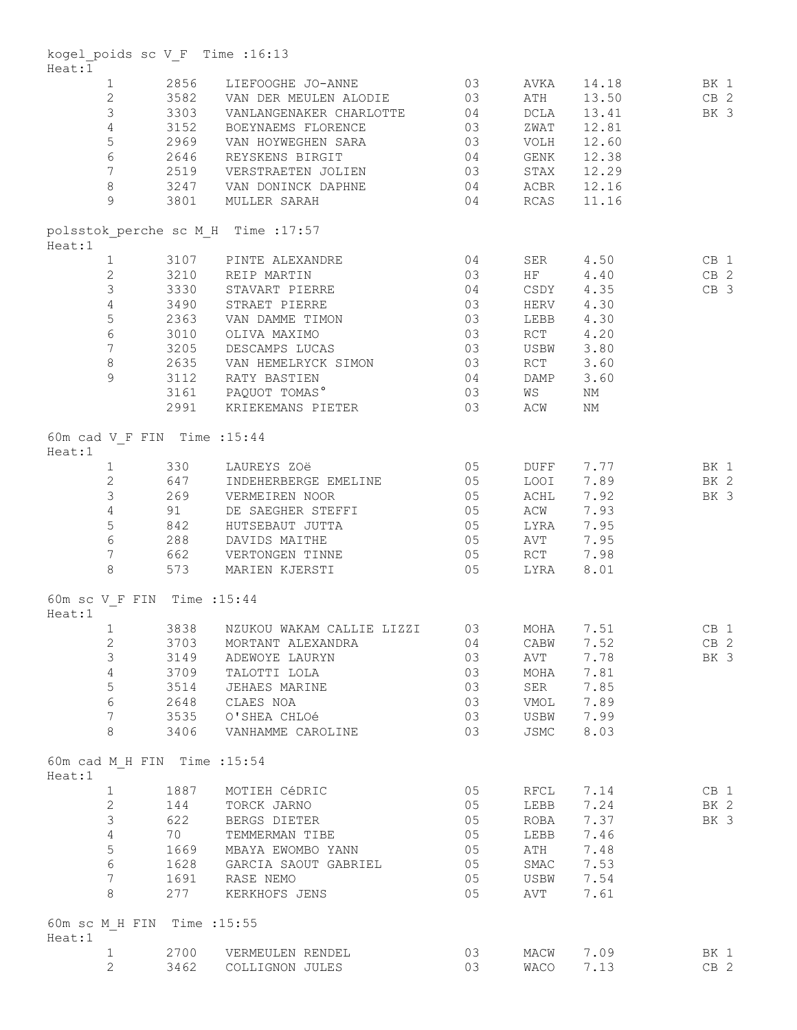kogel_poids sc V_F Time :16:13
Heat:1

| | | | | | | |
|---|---|---|---|---|---|---|
| 1 | 2856 | LIEFOOGHE JO-ANNE | 03 | AVKA | 14.18 | BK 1 |
| 2 | 3582 | VAN DER MEULEN ALODIE | 03 | ATH | 13.50 | CB 2 |
| 3 | 3303 | VANLANGENAKER CHARLOTTE | 04 | DCLA | 13.41 | BK 3 |
| 4 | 3152 | BOEYNAEMS FLORENCE | 03 | ZWAT | 12.81 | |
| 5 | 2969 | VAN HOYWEGHEN SARA | 03 | VOLH | 12.60 | |
| 6 | 2646 | REYSKENS BIRGIT | 04 | GENK | 12.38 | |
| 7 | 2519 | VERSTRAETEN JOLIEN | 03 | STAX | 12.29 | |
| 8 | 3247 | VAN DONINCK DAPHNE | 04 | ACBR | 12.16 | |
| 9 | 3801 | MULLER SARAH | 04 | RCAS | 11.16 | |

polsstok_perche sc M_H Time :17:57
Heat:1

| | | | | | | |
|---|---|---|---|---|---|---|
| 1 | 3107 | PINTE ALEXANDRE | 04 | SER | 4.50 | CB 1 |
| 2 | 3210 | REIP MARTIN | 03 | HF | 4.40 | CB 2 |
| 3 | 3330 | STAVART PIERRE | 04 | CSDY | 4.35 | CB 3 |
| 4 | 3490 | STRAET PIERRE | 03 | HERV | 4.30 | |
| 5 | 2363 | VAN DAMME TIMON | 03 | LEBB | 4.30 | |
| 6 | 3010 | OLIVA MAXIMO | 03 | RCT | 4.20 | |
| 7 | 3205 | DESCAMPS LUCAS | 03 | USBW | 3.80 | |
| 8 | 2635 | VAN HEMELRYCK SIMON | 03 | RCT | 3.60 | |
| 9 | 3112 | RATY BASTIEN | 04 | DAMP | 3.60 | |
| | 3161 | PAQUOT TOMAS° | 03 | WS | NM | |
| | 2991 | KRIEKEMANS PIETER | 03 | ACW | NM | |

60m cad V_F FIN Time :15:44
Heat:1

| | | | | | | |
|---|---|---|---|---|---|---|
| 1 | 330 | LAUREYS ZOë | 05 | DUFF | 7.77 | BK 1 |
| 2 | 647 | INDEHERBERGE EMELINE | 05 | LOOI | 7.89 | BK 2 |
| 3 | 269 | VERMEIREN NOOR | 05 | ACHL | 7.92 | BK 3 |
| 4 | 91 | DE SAEGHER STEFFI | 05 | ACW | 7.93 | |
| 5 | 842 | HUTSEBAUT JUTTA | 05 | LYRA | 7.95 | |
| 6 | 288 | DAVIDS MAITHE | 05 | AVT | 7.95 | |
| 7 | 662 | VERTONGEN TINNE | 05 | RCT | 7.98 | |
| 8 | 573 | MARIEN KJERSTI | 05 | LYRA | 8.01 | |

60m sc V_F FIN Time :15:44
Heat:1

| | | | | | | |
|---|---|---|---|---|---|---|
| 1 | 3838 | NZUKOU WAKAM CALLIE LIZZI | 03 | MOHA | 7.51 | CB 1 |
| 2 | 3703 | MORTANT ALEXANDRA | 04 | CABW | 7.52 | CB 2 |
| 3 | 3149 | ADEWOYE LAURYN | 03 | AVT | 7.78 | BK 3 |
| 4 | 3709 | TALOTTI LOLA | 03 | MOHA | 7.81 | |
| 5 | 3514 | JEHAES MARINE | 03 | SER | 7.85 | |
| 6 | 2648 | CLAES NOA | 03 | VMOL | 7.89 | |
| 7 | 3535 | O'SHEA CHLOé | 03 | USBW | 7.99 | |
| 8 | 3406 | VANHAMME CAROLINE | 03 | JSMC | 8.03 | |

60m cad M_H FIN Time :15:54
Heat:1

| | | | | | | |
|---|---|---|---|---|---|---|
| 1 | 1887 | MOTIEH CéDRIC | 05 | RFCL | 7.14 | CB 1 |
| 2 | 144 | TORCK JARNO | 05 | LEBB | 7.24 | BK 2 |
| 3 | 622 | BERGS DIETER | 05 | ROBA | 7.37 | BK 3 |
| 4 | 70 | TEMMERMAN TIBE | 05 | LEBB | 7.46 | |
| 5 | 1669 | MBAYA EWOMBO YANN | 05 | ATH | 7.48 | |
| 6 | 1628 | GARCIA SAOUT GABRIEL | 05 | SMAC | 7.53 | |
| 7 | 1691 | RASE NEMO | 05 | USBW | 7.54 | |
| 8 | 277 | KERKHOFS JENS | 05 | AVT | 7.61 | |

60m sc M_H FIN Time :15:55
Heat:1

| | | | | | | |
|---|---|---|---|---|---|---|
| 1 | 2700 | VERMEULEN RENDEL | 03 | MACW | 7.09 | BK 1 |
| 2 | 3462 | COLLIGNON JULES | 03 | WACO | 7.13 | CB 2 |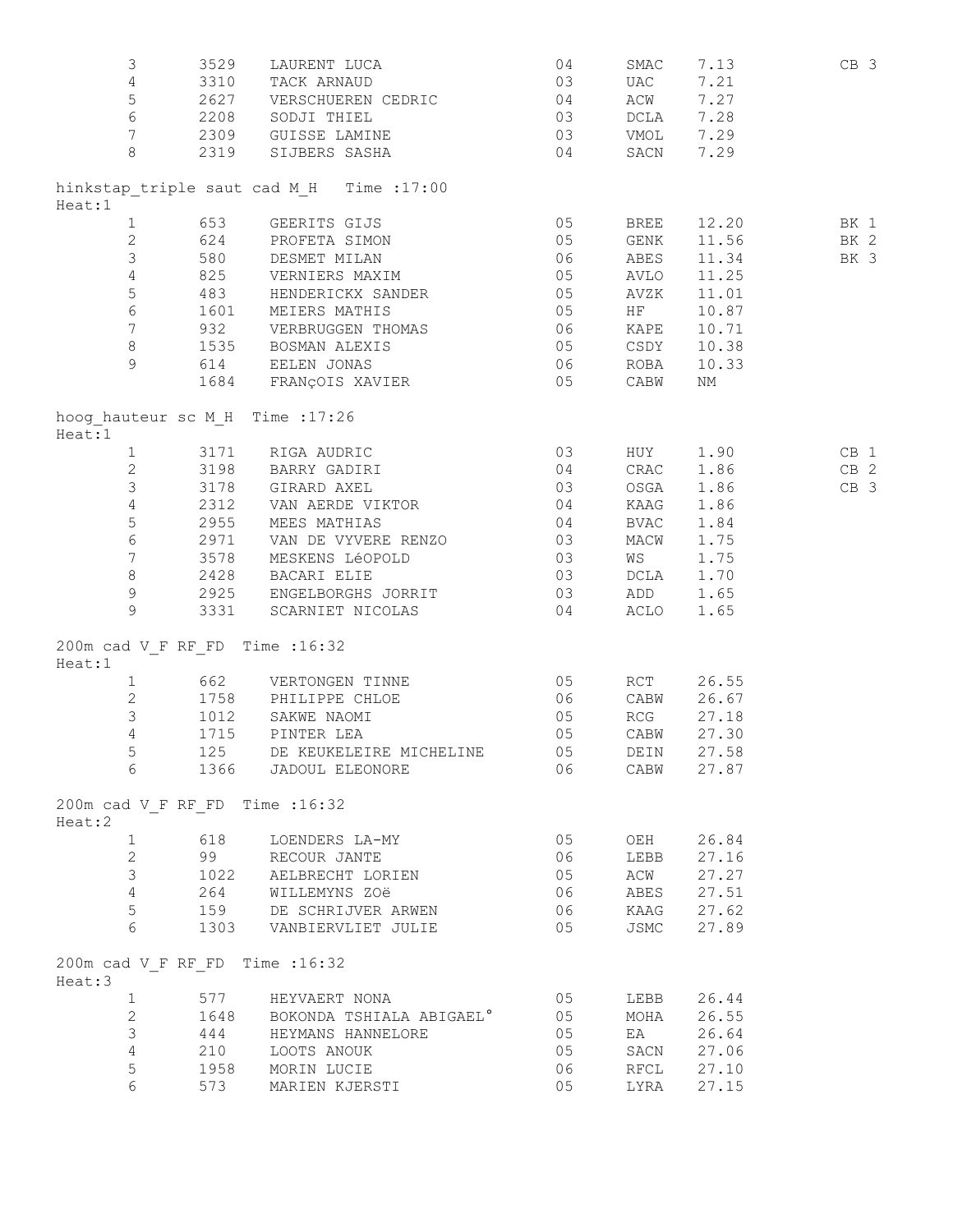| | | | | | | |
|---|---|---|---|---|---|---|
| 3 | 3529 | LAURENT LUCA | 04 | SMAC | 7.13 | CB 3 |
| 4 | 3310 | TACK ARNAUD | 03 | UAC | 7.21 | |
| 5 | 2627 | VERSCHUEREN CEDRIC | 04 | ACW | 7.27 | |
| 6 | 2208 | SODJI THIEL | 03 | DCLA | 7.28 | |
| 7 | 2309 | GUISSE LAMINE | 03 | VMOL | 7.29 | |
| 8 | 2319 | SIJBERS SASHA | 04 | SACN | 7.29 | |

hinkstap_triple saut cad M_H Time :17:00

Heat:1

| | | | | | | |
|---|---|---|---|---|---|---|
| 1 | 653 | GEERITS GIJS | 05 | BREE | 12.20 | BK 1 |
| 2 | 624 | PROFETA SIMON | 05 | GENK | 11.56 | BK 2 |
| 3 | 580 | DESMET MILAN | 06 | ABES | 11.34 | BK 3 |
| 4 | 825 | VERNIERS MAXIM | 05 | AVLO | 11.25 | |
| 5 | 483 | HENDERICKX SANDER | 05 | AVZK | 11.01 | |
| 6 | 1601 | MEIERS MATHIS | 05 | HF | 10.87 | |
| 7 | 932 | VERBRUGGEN THOMAS | 06 | KAPE | 10.71 | |
| 8 | 1535 | BOSMAN ALEXIS | 05 | CSDY | 10.38 | |
| 9 | 614 | EELEN JONAS | 06 | ROBA | 10.33 | |
| | 1684 | FRANçOIS XAVIER | 05 | CABW | NM | |

hoog_hauteur sc M_H Time :17:26

Heat:1

| | | | | | | |
|---|---|---|---|---|---|---|
| 1 | 3171 | RIGA AUDRIC | 03 | HUY | 1.90 | CB 1 |
| 2 | 3198 | BARRY GADIRI | 04 | CRAC | 1.86 | CB 2 |
| 3 | 3178 | GIRARD AXEL | 03 | OSGA | 1.86 | CB 3 |
| 4 | 2312 | VAN AERDE VIKTOR | 04 | KAAG | 1.86 | |
| 5 | 2955 | MEES MATHIAS | 04 | BVAC | 1.84 | |
| 6 | 2971 | VAN DE VYVERE RENZO | 03 | MACW | 1.75 | |
| 7 | 3578 | MESKENS LéOPOLD | 03 | WS | 1.75 | |
| 8 | 2428 | BACARI ELIE | 03 | DCLA | 1.70 | |
| 9 | 2925 | ENGELBORGHS JORRIT | 03 | ADD | 1.65 | |
| 9 | 3331 | SCARNIET NICOLAS | 04 | ACLO | 1.65 | |

200m cad V_F RF_FD Time :16:32

Heat:1

| | | | | | |
|---|---|---|---|---|---|
| 1 | 662 | VERTONGEN TINNE | 05 | RCT | 26.55 |
| 2 | 1758 | PHILIPPE CHLOE | 06 | CABW | 26.67 |
| 3 | 1012 | SAKWE NAOMI | 05 | RCG | 27.18 |
| 4 | 1715 | PINTER LEA | 05 | CABW | 27.30 |
| 5 | 125 | DE KEUKELEIRE MICHELINE | 05 | DEIN | 27.58 |
| 6 | 1366 | JADOUL ELEONORE | 06 | CABW | 27.87 |

200m cad V_F RF_FD Time :16:32

Heat:2

| | | | | | |
|---|---|---|---|---|---|
| 1 | 618 | LOENDERS LA-MY | 05 | OEH | 26.84 |
| 2 | 99 | RECOUR JANTE | 06 | LEBB | 27.16 |
| 3 | 1022 | AELBRECHT LORIEN | 05 | ACW | 27.27 |
| 4 | 264 | WILLEMYNS ZOë | 06 | ABES | 27.51 |
| 5 | 159 | DE SCHRIJVER ARWEN | 06 | KAAG | 27.62 |
| 6 | 1303 | VANBIERVLIET JULIE | 05 | JSMC | 27.89 |

200m cad V_F RF_FD Time :16:32

Heat:3

| | | | | | |
|---|---|---|---|---|---|
| 1 | 577 | HEYVAERT NONA | 05 | LEBB | 26.44 |
| 2 | 1648 | BOKONDA TSHIALA ABIGAEL° | 05 | MOHA | 26.55 |
| 3 | 444 | HEYMANS HANNELORE | 05 | EA | 26.64 |
| 4 | 210 | LOOTS ANOUK | 05 | SACN | 27.06 |
| 5 | 1958 | MORIN LUCIE | 06 | RFCL | 27.10 |
| 6 | 573 | MARIEN KJERSTI | 05 | LYRA | 27.15 |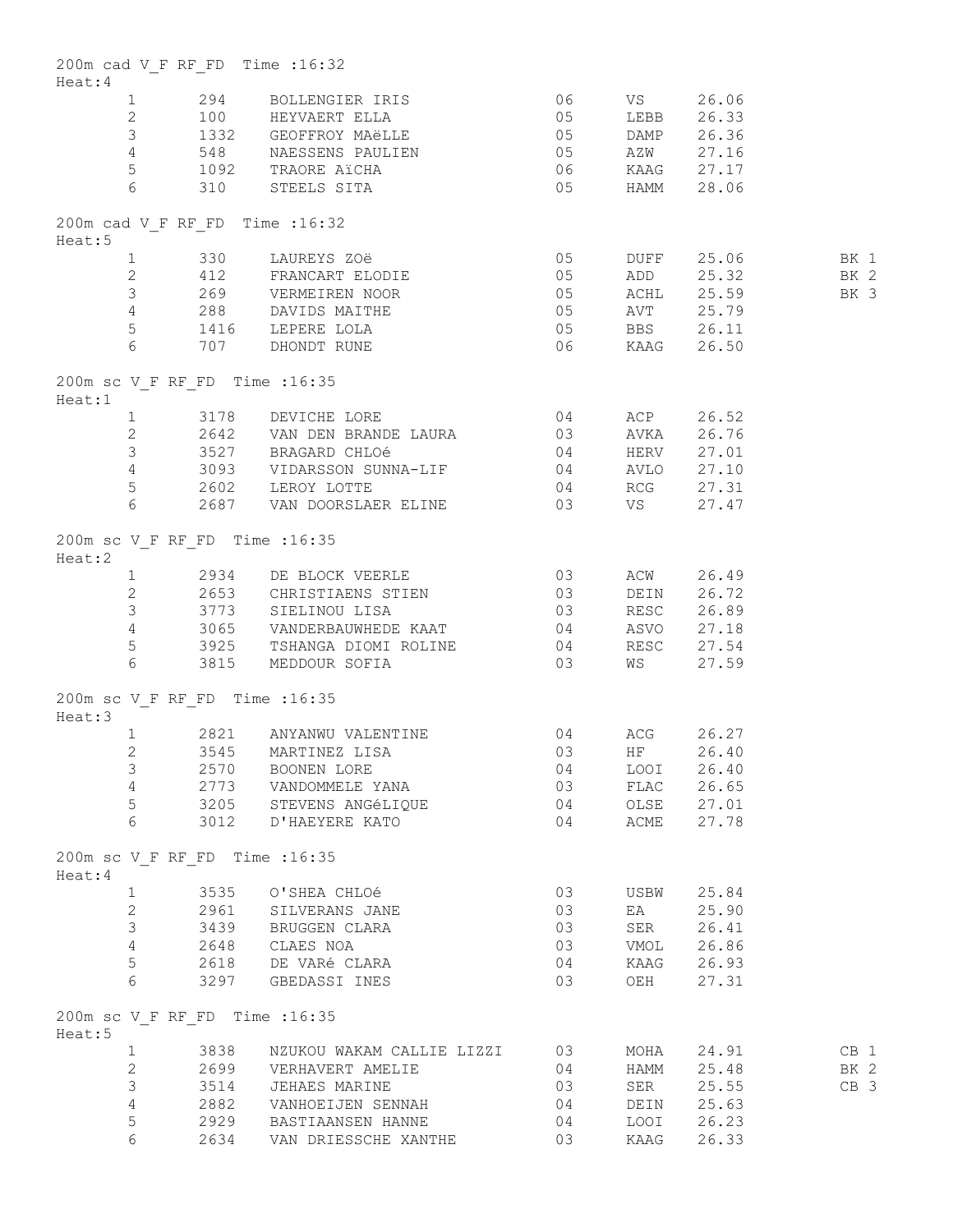200m cad V_F RF_FD Time :16:32
Heat:4

| | | | | | | |
|---|---|---|---|---|---|---|
| 1 | 294 | BOLLENGIER IRIS | 06 | VS | 26.06 | |
| 2 | 100 | HEYVAERT ELLA | 05 | LEBB | 26.33 | |
| 3 | 1332 | GEOFFROY MAëLLE | 05 | DAMP | 26.36 | |
| 4 | 548 | NAESSENS PAULIEN | 05 | AZW | 27.16 | |
| 5 | 1092 | TRAORE AïCHA | 06 | KAAG | 27.17 | |
| 6 | 310 | STEELS SITA | 05 | HAMM | 28.06 | |

200m cad V_F RF_FD Time :16:32
Heat:5

| | | | | | | |
|---|---|---|---|---|---|---|
| 1 | 330 | LAUREYS ZOë | 05 | DUFF | 25.06 | BK 1 |
| 2 | 412 | FRANCART ELODIE | 05 | ADD | 25.32 | BK 2 |
| 3 | 269 | VERMEIREN NOOR | 05 | ACHL | 25.59 | BK 3 |
| 4 | 288 | DAVIDS MAITHE | 05 | AVT | 25.79 | |
| 5 | 1416 | LEPERE LOLA | 05 | BBS | 26.11 | |
| 6 | 707 | DHONDT RUNE | 06 | KAAG | 26.50 | |

200m sc V_F RF_FD Time :16:35
Heat:1

| | | | | | | |
|---|---|---|---|---|---|---|
| 1 | 3178 | DEVICHE LORE | 04 | ACP | 26.52 | |
| 2 | 2642 | VAN DEN BRANDE LAURA | 03 | AVKA | 26.76 | |
| 3 | 3527 | BRAGARD CHLOé | 04 | HERV | 27.01 | |
| 4 | 3093 | VIDARSSON SUNNA-LIF | 04 | AVLO | 27.10 | |
| 5 | 2602 | LEROY LOTTE | 04 | RCG | 27.31 | |
| 6 | 2687 | VAN DOORSLAER ELINE | 03 | VS | 27.47 | |

200m sc V_F RF_FD Time :16:35
Heat:2

| | | | | | | |
|---|---|---|---|---|---|---|
| 1 | 2934 | DE BLOCK VEERLE | 03 | ACW | 26.49 | |
| 2 | 2653 | CHRISTIAENS STIEN | 03 | DEIN | 26.72 | |
| 3 | 3773 | SIELINOU LISA | 03 | RESC | 26.89 | |
| 4 | 3065 | VANDERBAUWHEDE KAAT | 04 | ASVO | 27.18 | |
| 5 | 3925 | TSHANGA DIOMI ROLINE | 04 | RESC | 27.54 | |
| 6 | 3815 | MEDDOUR SOFIA | 03 | WS | 27.59 | |

200m sc V_F RF_FD Time :16:35
Heat:3

| | | | | | | |
|---|---|---|---|---|---|---|
| 1 | 2821 | ANYANWU VALENTINE | 04 | ACG | 26.27 | |
| 2 | 3545 | MARTINEZ LISA | 03 | HF | 26.40 | |
| 3 | 2570 | BOONEN LORE | 04 | LOOI | 26.40 | |
| 4 | 2773 | VANDOMMELE YANA | 03 | FLAC | 26.65 | |
| 5 | 3205 | STEVENS ANGéLIQUE | 04 | OLSE | 27.01 | |
| 6 | 3012 | D'HAEYERE KATO | 04 | ACME | 27.78 | |

200m sc V_F RF_FD Time :16:35
Heat:4

| | | | | | | |
|---|---|---|---|---|---|---|
| 1 | 3535 | O'SHEA CHLOé | 03 | USBW | 25.84 | |
| 2 | 2961 | SILVERANS JANE | 03 | EA | 25.90 | |
| 3 | 3439 | BRUGGEN CLARA | 03 | SER | 26.41 | |
| 4 | 2648 | CLAES NOA | 03 | VMOL | 26.86 | |
| 5 | 2618 | DE VARé CLARA | 04 | KAAG | 26.93 | |
| 6 | 3297 | GBEDASSI INES | 03 | OEH | 27.31 | |

200m sc V_F RF_FD Time :16:35
Heat:5

| | | | | | | |
|---|---|---|---|---|---|---|
| 1 | 3838 | NZUKOU WAKAM CALLIE LIZZI | 03 | MOHA | 24.91 | CB 1 |
| 2 | 2699 | VERHAVERT AMELIE | 04 | HAMM | 25.48 | BK 2 |
| 3 | 3514 | JEHAES MARINE | 03 | SER | 25.55 | CB 3 |
| 4 | 2882 | VANHOEIJEN SENNAH | 04 | DEIN | 25.63 | |
| 5 | 2929 | BASTIAANSEN HANNE | 04 | LOOI | 26.23 | |
| 6 | 2634 | VAN DRIESSCHE XANTHE | 03 | KAAG | 26.33 | |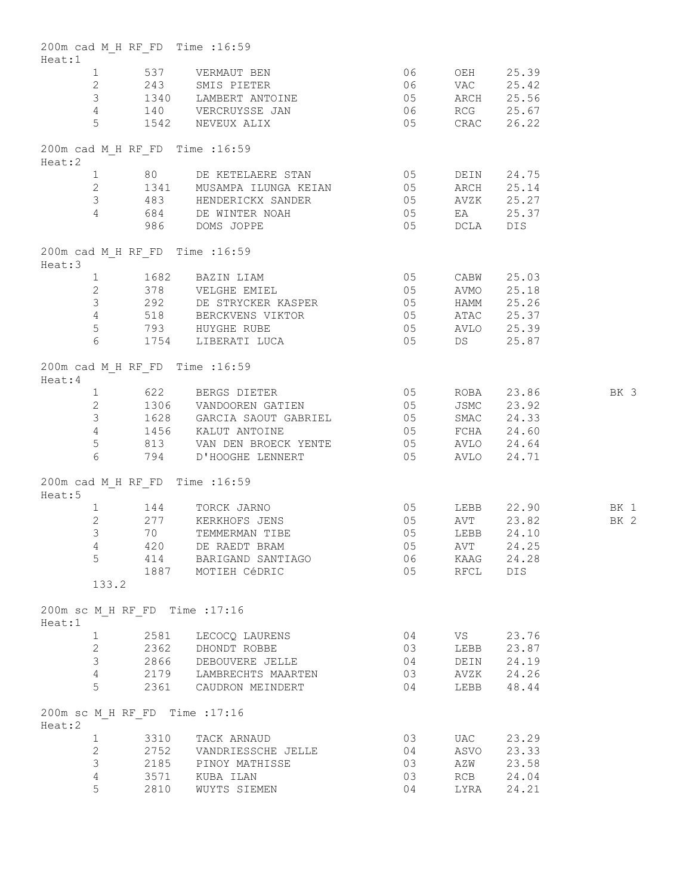200m cad M_H RF_FD Time :16:59
Heat:1

| | | | | | | |
|---|---|---|---|---|---|---|
| 1 | 537 | VERMAUT BEN | 06 | OEH | 25.39 | |
| 2 | 243 | SMIS PIETER | 06 | VAC | 25.42 | |
| 3 | 1340 | LAMBERT ANTOINE | 05 | ARCH | 25.56 | |
| 4 | 140 | VERCRUYSSE JAN | 06 | RCG | 25.67 | |
| 5 | 1542 | NEVEUX ALIX | 05 | CRAC | 26.22 | |

200m cad M_H RF_FD Time :16:59
Heat:2

| | | | | | | |
|---|---|---|---|---|---|---|
| 1 | 80 | DE KETELAERE STAN | 05 | DEIN | 24.75 | |
| 2 | 1341 | MUSAMPA ILUNGA KEIAN | 05 | ARCH | 25.14 | |
| 3 | 483 | HENDERICKX SANDER | 05 | AVZK | 25.27 | |
| 4 | 684 | DE WINTER NOAH | 05 | EA | 25.37 | |
| | 986 | DOMS JOPPE | 05 | DCLA | DIS | |

200m cad M_H RF_FD Time :16:59
Heat:3

| | | | | | | |
|---|---|---|---|---|---|---|
| 1 | 1682 | BAZIN LIAM | 05 | CABW | 25.03 | |
| 2 | 378 | VELGHE EMIEL | 05 | AVMO | 25.18 | |
| 3 | 292 | DE STRYCKER KASPER | 05 | HAMM | 25.26 | |
| 4 | 518 | BERCKVENS VIKTOR | 05 | ATAC | 25.37 | |
| 5 | 793 | HUYGHE RUBE | 05 | AVLO | 25.39 | |
| 6 | 1754 | LIBERATI LUCA | 05 | DS | 25.87 | |

200m cad M_H RF_FD Time :16:59
Heat:4

| | | | | | | |
|---|---|---|---|---|---|---|
| 1 | 622 | BERGS DIETER | 05 | ROBA | 23.86 | BK 3 |
| 2 | 1306 | VANDOOREN GATIEN | 05 | JSMC | 23.92 | |
| 3 | 1628 | GARCIA SAOUT GABRIEL | 05 | SMAC | 24.33 | |
| 4 | 1456 | KALUT ANTOINE | 05 | FCHA | 24.60 | |
| 5 | 813 | VAN DEN BROECK YENTE | 05 | AVLO | 24.64 | |
| 6 | 794 | D'HOOGHE LENNERT | 05 | AVLO | 24.71 | |

200m cad M_H RF_FD Time :16:59
Heat:5

| | | | | | | |
|---|---|---|---|---|---|---|
| 1 | 144 | TORCK JARNO | 05 | LEBB | 22.90 | BK 1 |
| 2 | 277 | KERKHOFS JENS | 05 | AVT | 23.82 | BK 2 |
| 3 | 70 | TEMMERMAN TIBE | 05 | LEBB | 24.10 | |
| 4 | 420 | DE RAEDT BRAM | 05 | AVT | 24.25 | |
| 5 | 414 | BARIGAND SANTIAGO | 06 | KAAG | 24.28 | |
| | 1887 | MOTIEH CéDRIC | 05 | RFCL | DIS | |

133.2

200m sc M_H RF_FD Time :17:16
Heat:1

| | | | | | |
|---|---|---|---|---|---|
| 1 | 2581 | LECOCQ LAURENS | 04 | VS | 23.76 |
| 2 | 2362 | DHONDT ROBBE | 03 | LEBB | 23.87 |
| 3 | 2866 | DEBOUVERE JELLE | 04 | DEIN | 24.19 |
| 4 | 2179 | LAMBRECHTS MAARTEN | 03 | AVZK | 24.26 |
| 5 | 2361 | CAUDRON MEINDERT | 04 | LEBB | 48.44 |

200m sc M_H RF_FD Time :17:16
Heat:2

| | | | | | |
|---|---|---|---|---|---|
| 1 | 3310 | TACK ARNAUD | 03 | UAC | 23.29 |
| 2 | 2752 | VANDRIESSCHE JELLE | 04 | ASVO | 23.33 |
| 3 | 2185 | PINOY MATHISSE | 03 | AZW | 23.58 |
| 4 | 3571 | KUBA ILAN | 03 | RCB | 24.04 |
| 5 | 2810 | WUYTS SIEMEN | 04 | LYRA | 24.21 |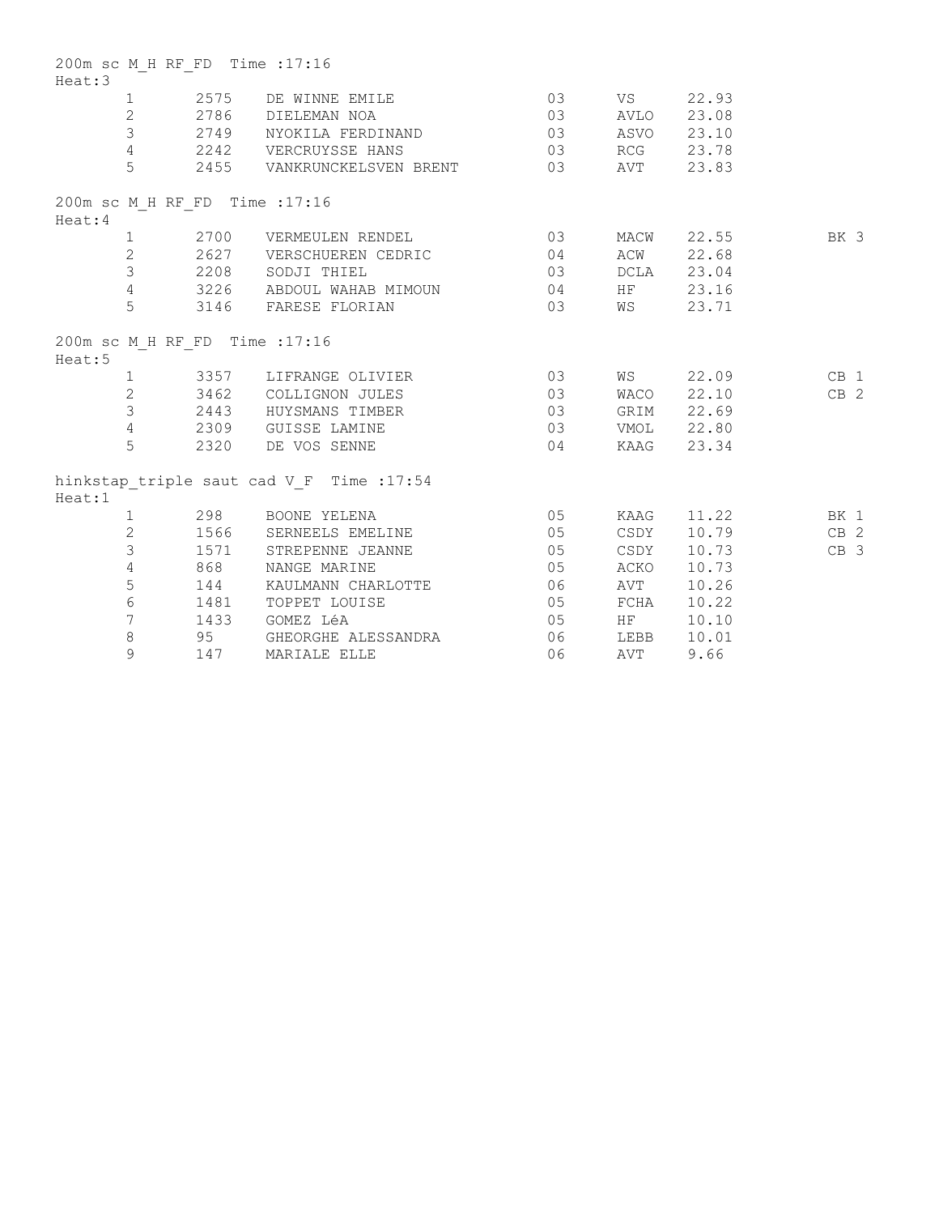200m sc M_H RF_FD Time :17:16
Heat:3

| | | | | | | |
|---|---|---|---|---|---|---|
| 1 | 2575 | DE WINNE EMILE | 03 | VS | 22.93 | |
| 2 | 2786 | DIELEMAN NOA | 03 | AVLO | 23.08 | |
| 3 | 2749 | NYOKILA FERDINAND | 03 | ASVO | 23.10 | |
| 4 | 2242 | VERCRUYSSE HANS | 03 | RCG | 23.78 | |
| 5 | 2455 | VANKRUNCKELSVEN BRENT | 03 | AVT | 23.83 | |

200m sc M_H RF_FD Time :17:16
Heat:4

| | | | | | | |
|---|---|---|---|---|---|---|
| 1 | 2700 | VERMEULEN RENDEL | 03 | MACW | 22.55 | BK 3 |
| 2 | 2627 | VERSCHUEREN CEDRIC | 04 | ACW | 22.68 | |
| 3 | 2208 | SODJI THIEL | 03 | DCLA | 23.04 | |
| 4 | 3226 | ABDOUL WAHAB MIMOUN | 04 | HF | 23.16 | |
| 5 | 3146 | FARESE FLORIAN | 03 | WS | 23.71 | |

200m sc M_H RF_FD Time :17:16
Heat:5

| | | | | | | |
|---|---|---|---|---|---|---|
| 1 | 3357 | LIFRANGE OLIVIER | 03 | WS | 22.09 | CB 1 |
| 2 | 3462 | COLLIGNON JULES | 03 | WACO | 22.10 | CB 2 |
| 3 | 2443 | HUYSMANS TIMBER | 03 | GRIM | 22.69 | |
| 4 | 2309 | GUISSE LAMINE | 03 | VMOL | 22.80 | |
| 5 | 2320 | DE VOS SENNE | 04 | KAAG | 23.34 | |

hinkstap_triple saut cad V_F Time :17:54
Heat:1

| | | | | | | |
|---|---|---|---|---|---|---|
| 1 | 298 | BOONE YELENA | 05 | KAAG | 11.22 | BK 1 |
| 2 | 1566 | SERNEELS EMELINE | 05 | CSDY | 10.79 | CB 2 |
| 3 | 1571 | STREPENNE JEANNE | 05 | CSDY | 10.73 | CB 3 |
| 4 | 868 | NANGE MARINE | 05 | ACKO | 10.73 | |
| 5 | 144 | KAULMANN CHARLOTTE | 06 | AVT | 10.26 | |
| 6 | 1481 | TOPPET LOUISE | 05 | FCHA | 10.22 | |
| 7 | 1433 | GOMEZ LéA | 05 | HF | 10.10 | |
| 8 | 95 | GHEORGHE ALESSANDRA | 06 | LEBB | 10.01 | |
| 9 | 147 | MARIALE ELLE | 06 | AVT | 9.66 | |